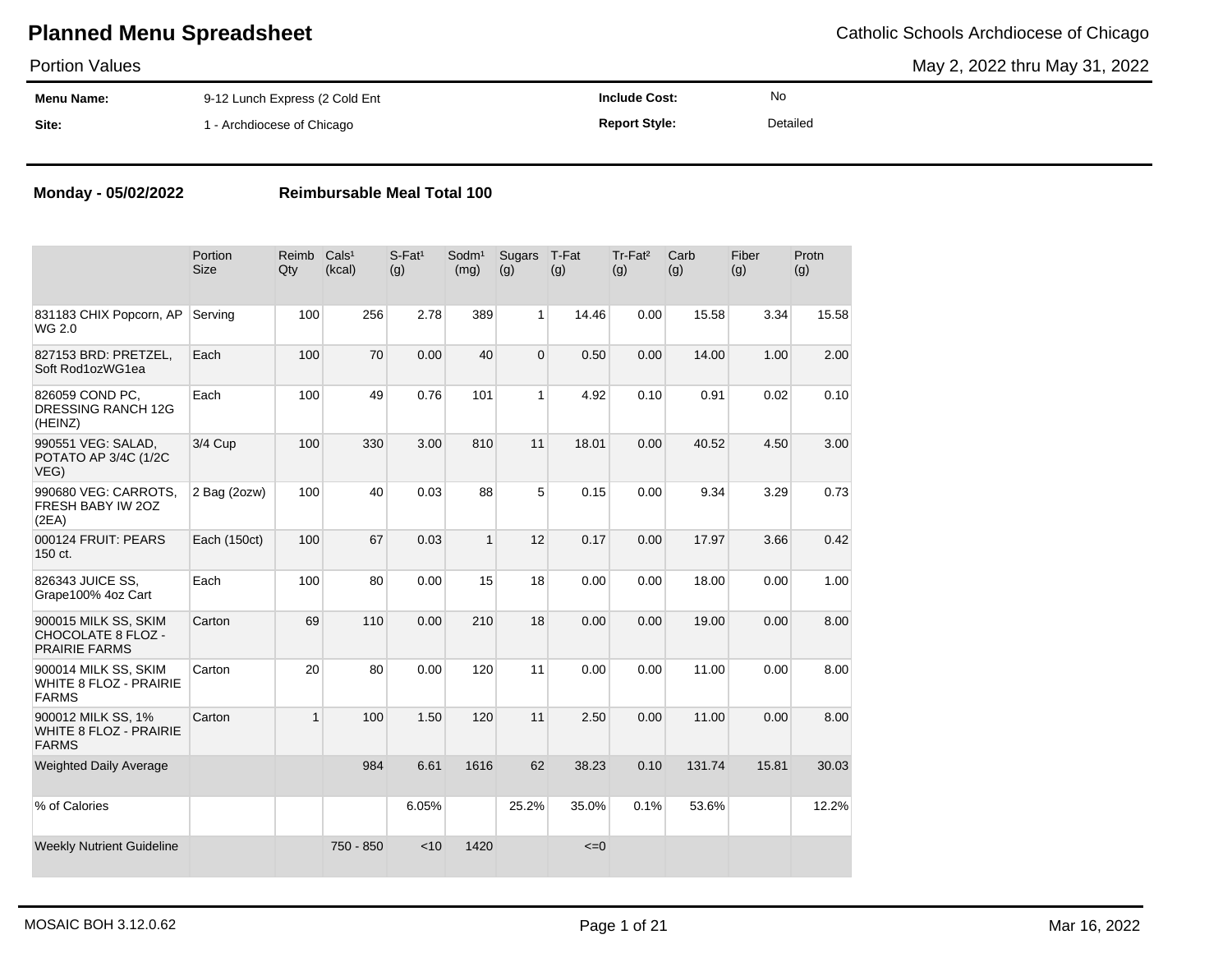# Planned Menu Spreadsheet

Catholic Schools Archdiocese of Chicago

Portion Values

May 2, 2022 thru May 31, 2022

| | | | |
|---|---|---|---|
| **Menu Name:** | 9-12 Lunch Express (2 Cold Ent | **Include Cost:** | No |
| **Site:** | 1 - Archdiocese of Chicago | **Report Style:** | Detailed |

**Monday - 05/02/2022** **Reimbursable Meal Total 100**

| | Portion Size | Reimb Qty | Cals[1] (kcal) | S-Fat[1] (g) | Sodm[1] (mg) | Sugars (g) | T-Fat (g) | Tr-Fat[2] (g) | Carb (g) | Fiber (g) | Protn (g) |
|---|---|---|---|---|---|---|---|---|---|---|---|
| 831183 CHIX Popcorn, AP WG 2.0 | Serving | 100 | 256 | 2.78 | 389 | 1 | 14.46 | 0.00 | 15.58 | 3.34 | 15.58 |
| 827153 BRD: PRETZEL, Soft Rod1ozWG1ea | Each | 100 | 70 | 0.00 | 40 | 0 | 0.50 | 0.00 | 14.00 | 1.00 | 2.00 |
| 826059 COND PC, DRESSING RANCH 12G (HEINZ) | Each | 100 | 49 | 0.76 | 101 | 1 | 4.92 | 0.10 | 0.91 | 0.02 | 0.10 |
| 990551 VEG: SALAD, POTATO AP 3/4C (1/2C VEG) | 3/4 Cup | 100 | 330 | 3.00 | 810 | 11 | 18.01 | 0.00 | 40.52 | 4.50 | 3.00 |
| 990680 VEG: CARROTS, FRESH BABY IW 2OZ (2EA) | 2 Bag (2ozw) | 100 | 40 | 0.03 | 88 | 5 | 0.15 | 0.00 | 9.34 | 3.29 | 0.73 |
| 000124 FRUIT: PEARS 150 ct. | Each (150ct) | 100 | 67 | 0.03 | 1 | 12 | 0.17 | 0.00 | 17.97 | 3.66 | 0.42 |
| 826343 JUICE SS, Grape100% 4oz Cart | Each | 100 | 80 | 0.00 | 15 | 18 | 0.00 | 0.00 | 18.00 | 0.00 | 1.00 |
| 900015 MILK SS, SKIM CHOCOLATE 8 FLOZ - PRAIRIE FARMS | Carton | 69 | 110 | 0.00 | 210 | 18 | 0.00 | 0.00 | 19.00 | 0.00 | 8.00 |
| 900014 MILK SS, SKIM WHITE 8 FLOZ - PRAIRIE FARMS | Carton | 20 | 80 | 0.00 | 120 | 11 | 0.00 | 0.00 | 11.00 | 0.00 | 8.00 |
| 900012 MILK SS, 1% WHITE 8 FLOZ - PRAIRIE FARMS | Carton | 1 | 100 | 1.50 | 120 | 11 | 2.50 | 0.00 | 11.00 | 0.00 | 8.00 |
| Weighted Daily Average | | | 984 | 6.61 | 1616 | 62 | 38.23 | 0.10 | 131.74 | 15.81 | 30.03 |
| % of Calories | | | | 6.05% | | 25.2% | 35.0% | 0.1% | 53.6% | | 12.2% |
| Weekly Nutrient Guideline | | | 750 - 850 | <10 | 1420 | | <=0 | | | | |

MOSAIC BOH 3.12.0.62

Mar 16, 2022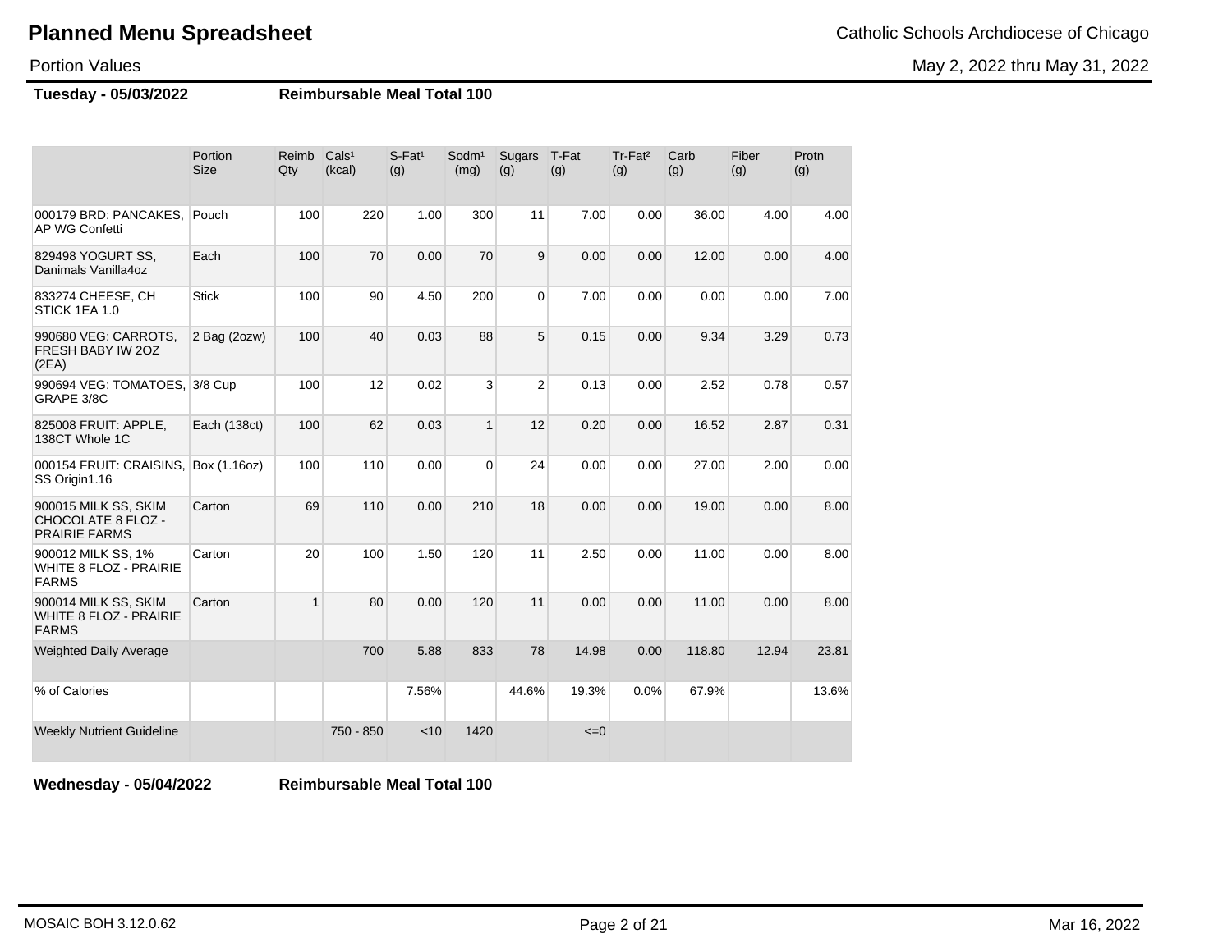# Planned Menu Spreadsheet

Catholic Schools Archdiocese of Chicago

Portion Values

May 2, 2022 thru May 31, 2022

**Tuesday - 05/03/2022** **Reimbursable Meal Total 100**

| | Portion Size | Reimb Qty | Cals[1] (kcal) | S-Fat[1] (g) | Sodm[1] (mg) | Sugars (g) | T-Fat (g) | Tr-Fat[2] (g) | Carb (g) | Fiber (g) | Protn (g) |
|---|---|---|---|---|---|---|---|---|---|---|---|
| 000179 BRD: PANCAKES, AP WG Confetti | Pouch | 100 | 220 | 1.00 | 300 | 11 | 7.00 | 0.00 | 36.00 | 4.00 | 4.00 |
| 829498 YOGURT SS, Danimals Vanilla4oz | Each | 100 | 70 | 0.00 | 70 | 9 | 0.00 | 0.00 | 12.00 | 0.00 | 4.00 |
| 833274 CHEESE, CH STICK 1EA 1.0 | Stick | 100 | 90 | 4.50 | 200 | 0 | 7.00 | 0.00 | 0.00 | 0.00 | 7.00 |
| 990680 VEG: CARROTS, FRESH BABY IW 2OZ (2EA) | 2 Bag (2ozw) | 100 | 40 | 0.03 | 88 | 5 | 0.15 | 0.00 | 9.34 | 3.29 | 0.73 |
| 990694 VEG: TOMATOES, GRAPE 3/8C | 3/8 Cup | 100 | 12 | 0.02 | 3 | 2 | 0.13 | 0.00 | 2.52 | 0.78 | 0.57 |
| 825008 FRUIT: APPLE, 138CT Whole 1C | Each (138ct) | 100 | 62 | 0.03 | 1 | 12 | 0.20 | 0.00 | 16.52 | 2.87 | 0.31 |
| 000154 FRUIT: CRAISINS, SS Origin1.16 | Box (1.16oz) | 100 | 110 | 0.00 | 0 | 24 | 0.00 | 0.00 | 27.00 | 2.00 | 0.00 |
| 900015 MILK SS, SKIM CHOCOLATE 8 FLOZ - PRAIRIE FARMS | Carton | 69 | 110 | 0.00 | 210 | 18 | 0.00 | 0.00 | 19.00 | 0.00 | 8.00 |
| 900012 MILK SS, 1% WHITE 8 FLOZ - PRAIRIE FARMS | Carton | 20 | 100 | 1.50 | 120 | 11 | 2.50 | 0.00 | 11.00 | 0.00 | 8.00 |
| 900014 MILK SS, SKIM WHITE 8 FLOZ - PRAIRIE FARMS | Carton | 1 | 80 | 0.00 | 120 | 11 | 0.00 | 0.00 | 11.00 | 0.00 | 8.00 |
| Weighted Daily Average | | | 700 | 5.88 | 833 | 78 | 14.98 | 0.00 | 118.80 | 12.94 | 23.81 |
| % of Calories | | | | 7.56% | | 44.6% | 19.3% | 0.0% | 67.9% | | 13.6% |
| Weekly Nutrient Guideline | | | 750 - 850 | <10 | 1420 | | <=0 | | | | |

**Wednesday - 05/04/2022** **Reimbursable Meal Total 100**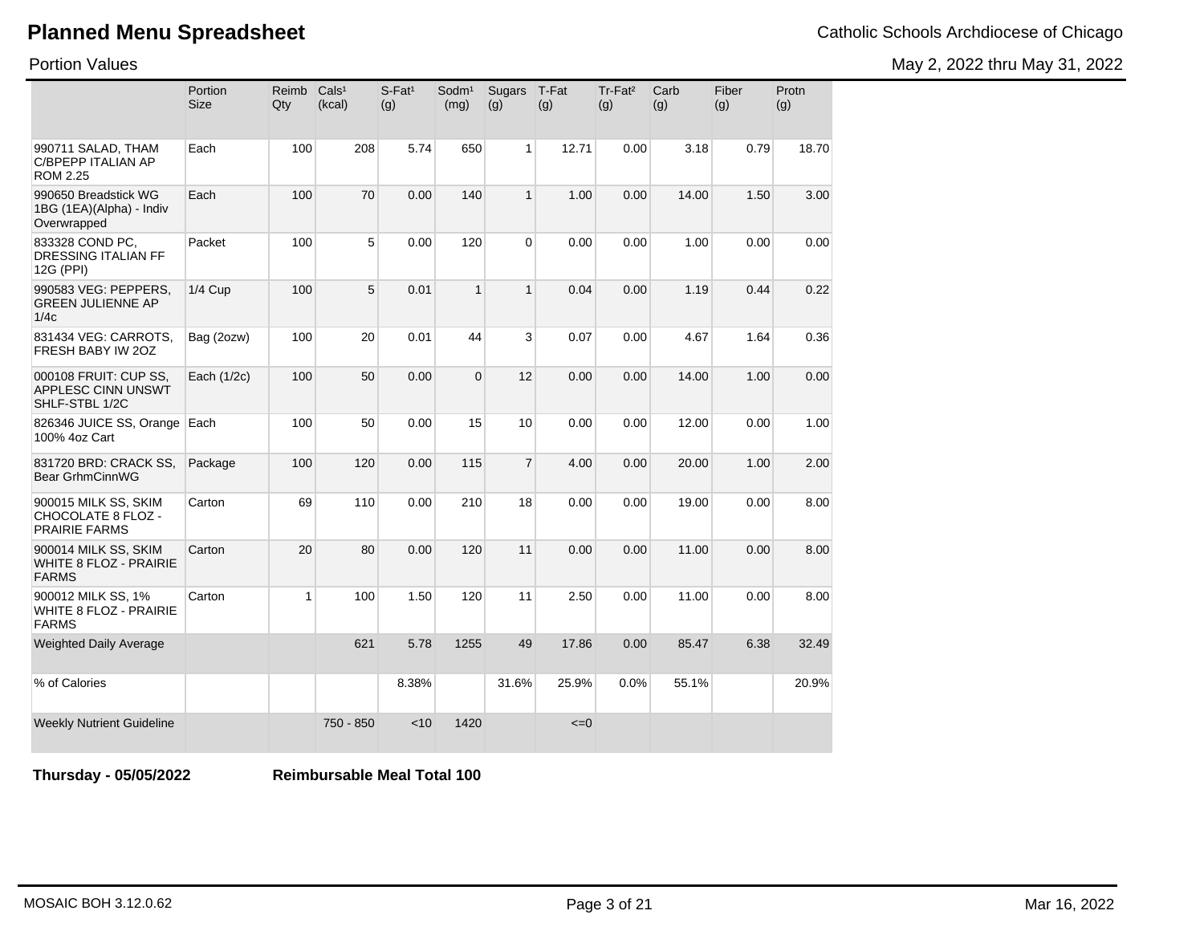# Planned Menu Spreadsheet

Catholic Schools Archdiocese of Chicago

Portion Values

May 2, 2022 thru May 31, 2022

| | Portion Size | Reimb Qty | Cals¹ (kcal) | S-Fat¹ (g) | Sodm¹ (mg) | Sugars (g) | T-Fat (g) | Tr-Fat² (g) | Carb (g) | Fiber (g) | Protn (g) |
|---|---|---|---|---|---|---|---|---|---|---|---|
| 990711 SALAD, THAM C/BPEPP ITALIAN AP ROM 2.25 | Each | 100 | 208 | 5.74 | 650 | 1 | 12.71 | 0.00 | 3.18 | 0.79 | 18.70 |
| 990650 Breadstick WG 1BG (1EA)(Alpha) - Indiv Overwrapped | Each | 100 | 70 | 0.00 | 140 | 1 | 1.00 | 0.00 | 14.00 | 1.50 | 3.00 |
| 833328 COND PC, DRESSING ITALIAN FF 12G (PPI) | Packet | 100 | 5 | 0.00 | 120 | 0 | 0.00 | 0.00 | 1.00 | 0.00 | 0.00 |
| 990583 VEG: PEPPERS, GREEN JULIENNE AP 1/4c | 1/4 Cup | 100 | 5 | 0.01 | 1 | 1 | 0.04 | 0.00 | 1.19 | 0.44 | 0.22 |
| 831434 VEG: CARROTS, FRESH BABY IW 2OZ | Bag (2ozw) | 100 | 20 | 0.01 | 44 | 3 | 0.07 | 0.00 | 4.67 | 1.64 | 0.36 |
| 000108 FRUIT: CUP SS, APPLESC CINN UNSWT SHLF-STBL 1/2C | Each (1/2c) | 100 | 50 | 0.00 | 0 | 12 | 0.00 | 0.00 | 14.00 | 1.00 | 0.00 |
| 826346 JUICE SS, Orange 100% 4oz Cart | Each | 100 | 50 | 0.00 | 15 | 10 | 0.00 | 0.00 | 12.00 | 0.00 | 1.00 |
| 831720 BRD: CRACK SS, Bear GrhmCinnWG | Package | 100 | 120 | 0.00 | 115 | 7 | 4.00 | 0.00 | 20.00 | 1.00 | 2.00 |
| 900015 MILK SS, SKIM CHOCOLATE 8 FLOZ - PRAIRIE FARMS | Carton | 69 | 110 | 0.00 | 210 | 18 | 0.00 | 0.00 | 19.00 | 0.00 | 8.00 |
| 900014 MILK SS, SKIM WHITE 8 FLOZ - PRAIRIE FARMS | Carton | 20 | 80 | 0.00 | 120 | 11 | 0.00 | 0.00 | 11.00 | 0.00 | 8.00 |
| 900012 MILK SS, 1% WHITE 8 FLOZ - PRAIRIE FARMS | Carton | 1 | 100 | 1.50 | 120 | 11 | 2.50 | 0.00 | 11.00 | 0.00 | 8.00 |
| Weighted Daily Average | | | 621 | 5.78 | 1255 | 49 | 17.86 | 0.00 | 85.47 | 6.38 | 32.49 |
| % of Calories | | | | 8.38% | | 31.6% | 25.9% | 0.0% | 55.1% | | 20.9% |
| Weekly Nutrient Guideline | | | 750 - 850 | <10 | 1420 | | <=0 | | | | |

**Thursday - 05/05/2022** **Reimbursable Meal Total 100**

MOSAIC BOH 3.12.0.62

Mar 16, 2022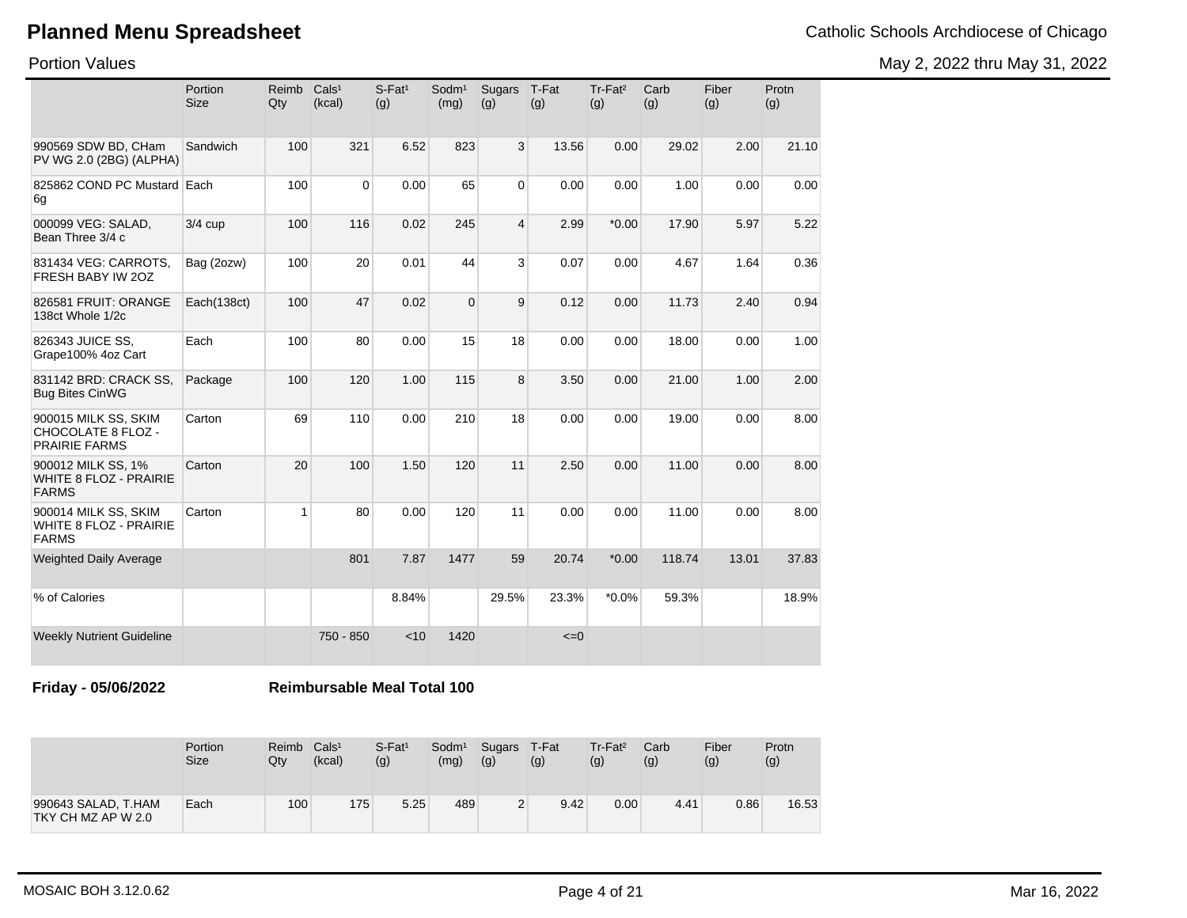# Planned Menu Spreadsheet

Catholic Schools Archdiocese of Chicago

Portion Values

May 2, 2022 thru May 31, 2022

| | Portion Size | Reimb Qty | Cals[1] (kcal) | S-Fat[1] (g) | Sodm[1] (mg) | Sugars (g) | T-Fat (g) | Tr-Fat[2] (g) | Carb (g) | Fiber (g) | Protn (g) |
|---|---|---|---|---|---|---|---|---|---|---|---|
| 990569 SDW BD, CHam PV WG 2.0 (2BG) (ALPHA) | Sandwich | 100 | 321 | 6.52 | 823 | 3 | 13.56 | 0.00 | 29.02 | 2.00 | 21.10 |
| 825862 COND PC Mustard 6g | Each | 100 | 0 | 0.00 | 65 | 0 | 0.00 | 0.00 | 1.00 | 0.00 | 0.00 |
| 000099 VEG: SALAD, Bean Three 3/4 c | 3/4 cup | 100 | 116 | 0.02 | 245 | 4 | 2.99 | *0.00 | 17.90 | 5.97 | 5.22 |
| 831434 VEG: CARROTS, FRESH BABY IW 2OZ | Bag (2ozw) | 100 | 20 | 0.01 | 44 | 3 | 0.07 | 0.00 | 4.67 | 1.64 | 0.36 |
| 826581 FRUIT: ORANGE 138ct Whole 1/2c | Each(138ct) | 100 | 47 | 0.02 | 0 | 9 | 0.12 | 0.00 | 11.73 | 2.40 | 0.94 |
| 826343 JUICE SS, Grape100% 4oz Cart | Each | 100 | 80 | 0.00 | 15 | 18 | 0.00 | 0.00 | 18.00 | 0.00 | 1.00 |
| 831142 BRD: CRACK SS, Bug Bites CinWG | Package | 100 | 120 | 1.00 | 115 | 8 | 3.50 | 0.00 | 21.00 | 1.00 | 2.00 |
| 900015 MILK SS, SKIM CHOCOLATE 8 FLOZ - PRAIRIE FARMS | Carton | 69 | 110 | 0.00 | 210 | 18 | 0.00 | 0.00 | 19.00 | 0.00 | 8.00 |
| 900012 MILK SS, 1% WHITE 8 FLOZ - PRAIRIE FARMS | Carton | 20 | 100 | 1.50 | 120 | 11 | 2.50 | 0.00 | 11.00 | 0.00 | 8.00 |
| 900014 MILK SS, SKIM WHITE 8 FLOZ - PRAIRIE FARMS | Carton | 1 | 80 | 0.00 | 120 | 11 | 0.00 | 0.00 | 11.00 | 0.00 | 8.00 |
| Weighted Daily Average | | | 801 | 7.87 | 1477 | 59 | 20.74 | *0.00 | 118.74 | 13.01 | 37.83 |
| % of Calories | | | | 8.84% | | 29.5% | 23.3% | *0.0% | 59.3% | | 18.9% |
| Weekly Nutrient Guideline | | | 750 - 850 | <10 | 1420 | | <=0 | | | | |

**Friday - 05/06/2022** **Reimbursable Meal Total 100**

| | Portion Size | Reimb Qty | Cals[1] (kcal) | S-Fat[1] (g) | Sodm[1] (mg) | Sugars (g) | T-Fat (g) | Tr-Fat[2] (g) | Carb (g) | Fiber (g) | Protn (g) |
|---|---|---|---|---|---|---|---|---|---|---|---|
| 990643 SALAD, T.HAM TKY CH MZ AP W 2.0 | Each | 100 | 175 | 5.25 | 489 | 2 | 9.42 | 0.00 | 4.41 | 0.86 | 16.53 |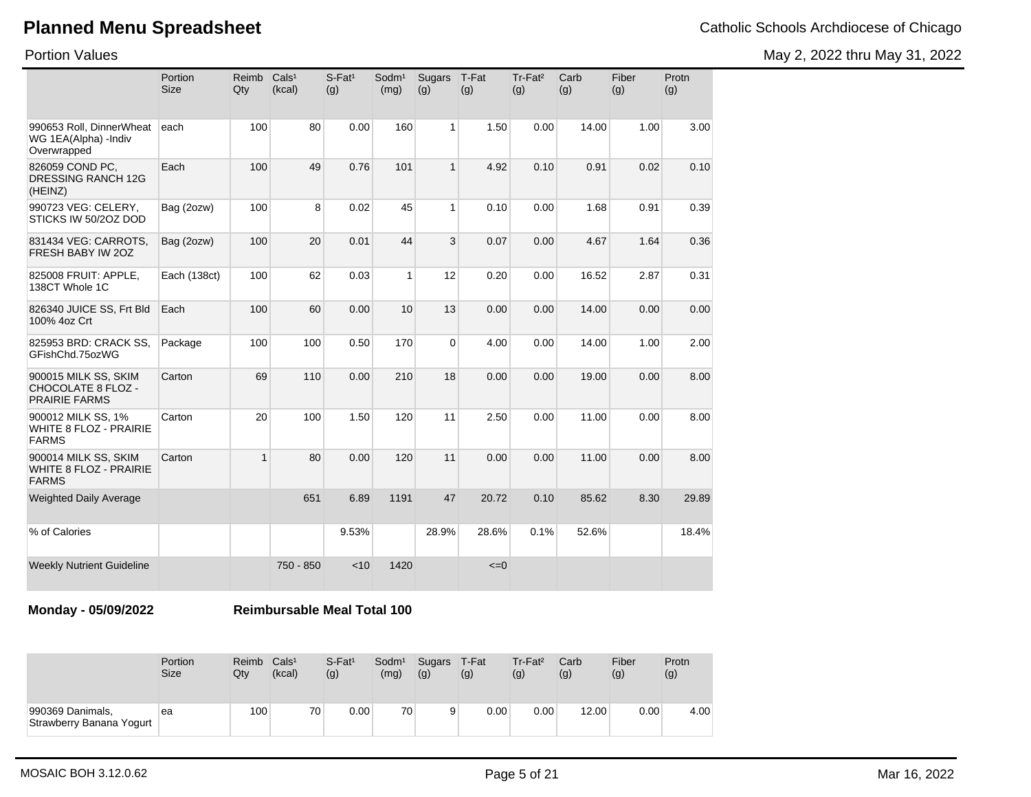# Planned Menu Spreadsheet

Catholic Schools Archdiocese of Chicago

Portion Values

May 2, 2022 thru May 31, 2022

| | Portion Size | Reimb Qty | Cals¹ (kcal) | S-Fat¹ (g) | Sodm¹ (mg) | Sugars (g) | T-Fat (g) | Tr-Fat² (g) | Carb (g) | Fiber (g) | Protn (g) |
|---|---|---|---|---|---|---|---|---|---|---|---|
| 990653 Roll, DinnerWheat WG 1EA(Alpha) -Indiv Overwrapped | each | 100 | 80 | 0.00 | 160 | 1 | 1.50 | 0.00 | 14.00 | 1.00 | 3.00 |
| 826059 COND PC, DRESSING RANCH 12G (HEINZ) | Each | 100 | 49 | 0.76 | 101 | 1 | 4.92 | 0.10 | 0.91 | 0.02 | 0.10 |
| 990723 VEG: CELERY, STICKS IW 50/2OZ DOD | Bag (2ozw) | 100 | 8 | 0.02 | 45 | 1 | 0.10 | 0.00 | 1.68 | 0.91 | 0.39 |
| 831434 VEG: CARROTS, FRESH BABY IW 2OZ | Bag (2ozw) | 100 | 20 | 0.01 | 44 | 3 | 0.07 | 0.00 | 4.67 | 1.64 | 0.36 |
| 825008 FRUIT: APPLE, 138CT Whole 1C | Each (138ct) | 100 | 62 | 0.03 | 1 | 12 | 0.20 | 0.00 | 16.52 | 2.87 | 0.31 |
| 826340 JUICE SS, Frt Bld 100% 4oz Crt | Each | 100 | 60 | 0.00 | 10 | 13 | 0.00 | 0.00 | 14.00 | 0.00 | 0.00 |
| 825953 BRD: CRACK SS, GFishChd.75ozWG | Package | 100 | 100 | 0.50 | 170 | 0 | 4.00 | 0.00 | 14.00 | 1.00 | 2.00 |
| 900015 MILK SS, SKIM CHOCOLATE 8 FLOZ - PRAIRIE FARMS | Carton | 69 | 110 | 0.00 | 210 | 18 | 0.00 | 0.00 | 19.00 | 0.00 | 8.00 |
| 900012 MILK SS, 1% WHITE 8 FLOZ - PRAIRIE FARMS | Carton | 20 | 100 | 1.50 | 120 | 11 | 2.50 | 0.00 | 11.00 | 0.00 | 8.00 |
| 900014 MILK SS, SKIM WHITE 8 FLOZ - PRAIRIE FARMS | Carton | 1 | 80 | 0.00 | 120 | 11 | 0.00 | 0.00 | 11.00 | 0.00 | 8.00 |
| Weighted Daily Average | | | 651 | 6.89 | 1191 | 47 | 20.72 | 0.10 | 85.62 | 8.30 | 29.89 |
| % of Calories | | | | 9.53% | | 28.9% | 28.6% | 0.1% | 52.6% | | 18.4% |
| Weekly Nutrient Guideline | | | 750 - 850 | <10 | 1420 | | <=0 | | | | |

**Monday - 05/09/2022** **Reimbursable Meal Total 100**

| | Portion Size | Reimb Qty | Cals¹ (kcal) | S-Fat¹ (g) | Sodm¹ (mg) | Sugars (g) | T-Fat (g) | Tr-Fat² (g) | Carb (g) | Fiber (g) | Protn (g) |
|---|---|---|---|---|---|---|---|---|---|---|---|
| 990369 Danimals, Strawberry Banana Yogurt | ea | 100 | 70 | 0.00 | 70 | 9 | 0.00 | 0.00 | 12.00 | 0.00 | 4.00 |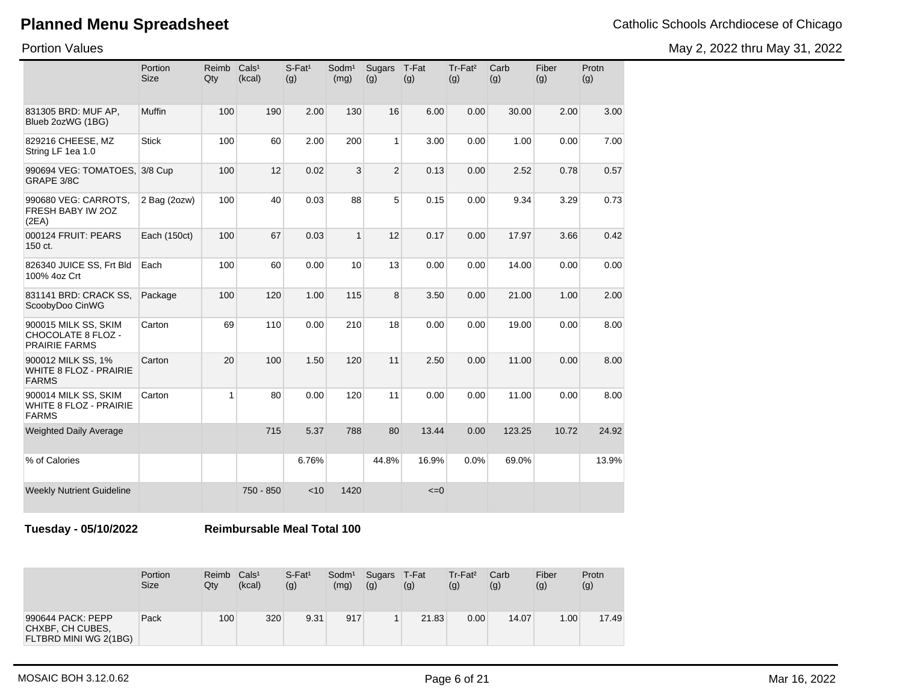# Planned Menu Spreadsheet

Catholic Schools Archdiocese of Chicago

Portion Values

May 2, 2022 thru May 31, 2022

| | Portion Size | Reimb Qty | Cals¹ (kcal) | S-Fat¹ (g) | Sodm¹ (mg) | Sugars (g) | T-Fat (g) | Tr-Fat² (g) | Carb (g) | Fiber (g) | Protn (g) |
|---|---|---|---|---|---|---|---|---|---|---|---|
| 831305 BRD: MUF AP, Blueb 2ozWG (1BG) | Muffin | 100 | 190 | 2.00 | 130 | 16 | 6.00 | 0.00 | 30.00 | 2.00 | 3.00 |
| 829216 CHEESE, MZ String LF 1ea 1.0 | Stick | 100 | 60 | 2.00 | 200 | 1 | 3.00 | 0.00 | 1.00 | 0.00 | 7.00 |
| 990694 VEG: TOMATOES, GRAPE 3/8C | 3/8 Cup | 100 | 12 | 0.02 | 3 | 2 | 0.13 | 0.00 | 2.52 | 0.78 | 0.57 |
| 990680 VEG: CARROTS, FRESH BABY IW 2OZ (2EA) | 2 Bag (2ozw) | 100 | 40 | 0.03 | 88 | 5 | 0.15 | 0.00 | 9.34 | 3.29 | 0.73 |
| 000124 FRUIT: PEARS 150 ct. | Each (150ct) | 100 | 67 | 0.03 | 1 | 12 | 0.17 | 0.00 | 17.97 | 3.66 | 0.42 |
| 826340 JUICE SS, Frt Bld 100% 4oz Crt | Each | 100 | 60 | 0.00 | 10 | 13 | 0.00 | 0.00 | 14.00 | 0.00 | 0.00 |
| 831141 BRD: CRACK SS, ScoobyDoo CinWG | Package | 100 | 120 | 1.00 | 115 | 8 | 3.50 | 0.00 | 21.00 | 1.00 | 2.00 |
| 900015 MILK SS, SKIM CHOCOLATE 8 FLOZ - PRAIRIE FARMS | Carton | 69 | 110 | 0.00 | 210 | 18 | 0.00 | 0.00 | 19.00 | 0.00 | 8.00 |
| 900012 MILK SS, 1% WHITE 8 FLOZ - PRAIRIE FARMS | Carton | 20 | 100 | 1.50 | 120 | 11 | 2.50 | 0.00 | 11.00 | 0.00 | 8.00 |
| 900014 MILK SS, SKIM WHITE 8 FLOZ - PRAIRIE FARMS | Carton | 1 | 80 | 0.00 | 120 | 11 | 0.00 | 0.00 | 11.00 | 0.00 | 8.00 |
| Weighted Daily Average | | | 715 | 5.37 | 788 | 80 | 13.44 | 0.00 | 123.25 | 10.72 | 24.92 |
| % of Calories | | | | 6.76% | | 44.8% | 16.9% | 0.0% | 69.0% | | 13.9% |
| Weekly Nutrient Guideline | | | 750 - 850 | <10 | 1420 | | <=0 | | | | |

**Tuesday - 05/10/2022** **Reimbursable Meal Total 100**

| | Portion Size | Reimb Qty | Cals¹ (kcal) | S-Fat¹ (g) | Sodm¹ (mg) | Sugars (g) | T-Fat (g) | Tr-Fat² (g) | Carb (g) | Fiber (g) | Protn (g) |
|---|---|---|---|---|---|---|---|---|---|---|---|
| 990644 PACK: PEPP CHXBF, CH CUBES, FLTBRD MINI WG 2(1BG) | Pack | 100 | 320 | 9.31 | 917 | 1 | 21.83 | 0.00 | 14.07 | 1.00 | 17.49 |

MOSAIC BOH 3.12.0.62

Mar 16, 2022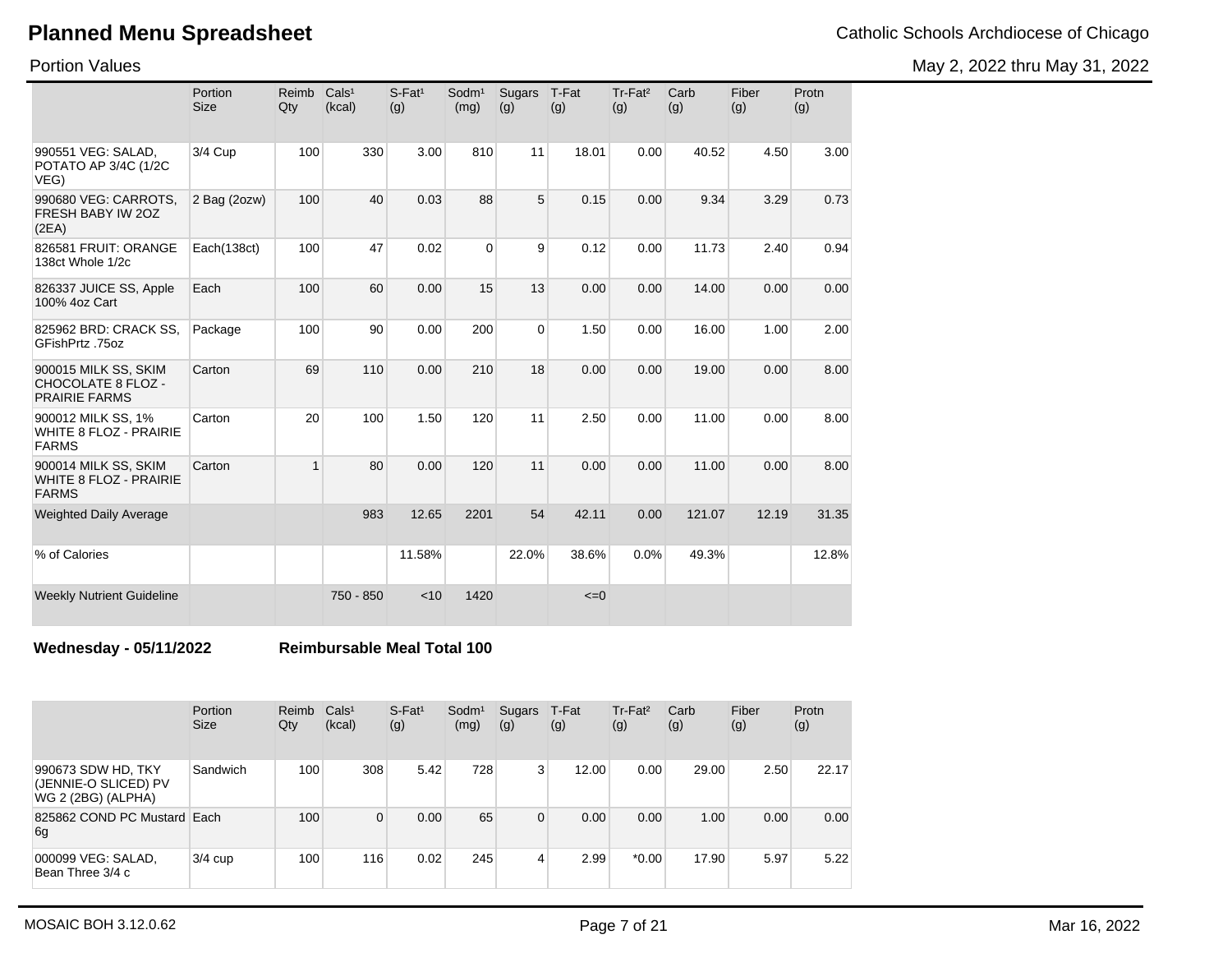# Planned Menu Spreadsheet

Catholic Schools Archdiocese of Chicago

Portion Values

May 2, 2022 thru May 31, 2022

| | Portion Size | Reimb Qty | Cals[1] (kcal) | S-Fat[1] (g) | Sodm[1] (mg) | Sugars (g) | T-Fat (g) | Tr-Fat[2] (g) | Carb (g) | Fiber (g) | Protn (g) |
|---|---|---|---|---|---|---|---|---|---|---|---|
| 990551 VEG: SALAD, POTATO AP 3/4C (1/2C VEG) | 3/4 Cup | 100 | 330 | 3.00 | 810 | 11 | 18.01 | 0.00 | 40.52 | 4.50 | 3.00 |
| 990680 VEG: CARROTS, FRESH BABY IW 2OZ (2EA) | 2 Bag (2ozw) | 100 | 40 | 0.03 | 88 | 5 | 0.15 | 0.00 | 9.34 | 3.29 | 0.73 |
| 826581 FRUIT: ORANGE 138ct Whole 1/2c | Each(138ct) | 100 | 47 | 0.02 | 0 | 9 | 0.12 | 0.00 | 11.73 | 2.40 | 0.94 |
| 826337 JUICE SS, Apple 100% 4oz Cart | Each | 100 | 60 | 0.00 | 15 | 13 | 0.00 | 0.00 | 14.00 | 0.00 | 0.00 |
| 825962 BRD: CRACK SS, GFishPrtz .75oz | Package | 100 | 90 | 0.00 | 200 | 0 | 1.50 | 0.00 | 16.00 | 1.00 | 2.00 |
| 900015 MILK SS, SKIM CHOCOLATE 8 FLOZ - PRAIRIE FARMS | Carton | 69 | 110 | 0.00 | 210 | 18 | 0.00 | 0.00 | 19.00 | 0.00 | 8.00 |
| 900012 MILK SS, 1% WHITE 8 FLOZ - PRAIRIE FARMS | Carton | 20 | 100 | 1.50 | 120 | 11 | 2.50 | 0.00 | 11.00 | 0.00 | 8.00 |
| 900014 MILK SS, SKIM WHITE 8 FLOZ - PRAIRIE FARMS | Carton | 1 | 80 | 0.00 | 120 | 11 | 0.00 | 0.00 | 11.00 | 0.00 | 8.00 |
| Weighted Daily Average | | | 983 | 12.65 | 2201 | 54 | 42.11 | 0.00 | 121.07 | 12.19 | 31.35 |
| % of Calories | | | | 11.58% | | 22.0% | 38.6% | 0.0% | 49.3% | | 12.8% |
| Weekly Nutrient Guideline | | | 750 - 850 | <10 | 1420 | | <=0 | | | | |

**Wednesday - 05/11/2022** **Reimbursable Meal Total 100**

| | Portion Size | Reimb Qty | Cals[1] (kcal) | S-Fat[1] (g) | Sodm[1] (mg) | Sugars (g) | T-Fat (g) | Tr-Fat[2] (g) | Carb (g) | Fiber (g) | Protn (g) |
|---|---|---|---|---|---|---|---|---|---|---|---|
| 990673 SDW HD, TKY (JENNIE-O SLICED) PV WG 2 (2BG) (ALPHA) | Sandwich | 100 | 308 | 5.42 | 728 | 3 | 12.00 | 0.00 | 29.00 | 2.50 | 22.17 |
| 825862 COND PC Mustard 6g | Each | 100 | 0 | 0.00 | 65 | 0 | 0.00 | 0.00 | 1.00 | 0.00 | 0.00 |
| 000099 VEG: SALAD, Bean Three 3/4 c | 3/4 cup | 100 | 116 | 0.02 | 245 | 4 | 2.99 | *0.00 | 17.90 | 5.97 | 5.22 |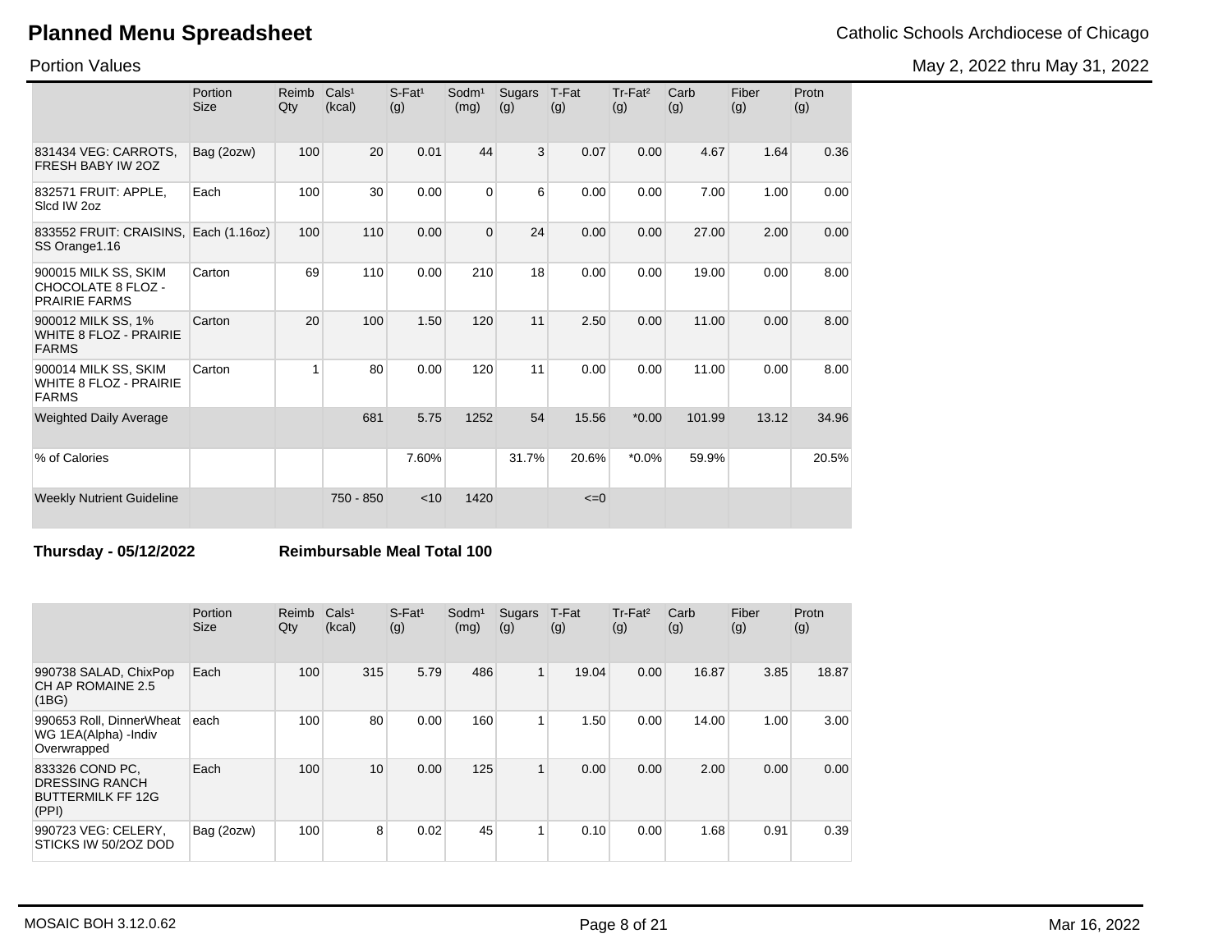# Planned Menu Spreadsheet

Catholic Schools Archdiocese of Chicago

Portion Values

May 2, 2022 thru May 31, 2022

| | Portion Size | Reimb Qty | Cals[1] (kcal) | S-Fat[1] (g) | Sodm[1] (mg) | Sugars (g) | T-Fat (g) | Tr-Fat[2] (g) | Carb (g) | Fiber (g) | Protn (g) |
|---|---|---|---|---|---|---|---|---|---|---|---|
| 831434 VEG: CARROTS, FRESH BABY IW 2OZ | Bag (2ozw) | 100 | 20 | 0.01 | 44 | 3 | 0.07 | 0.00 | 4.67 | 1.64 | 0.36 |
| 832571 FRUIT: APPLE, Slcd IW 2oz | Each | 100 | 30 | 0.00 | 0 | 6 | 0.00 | 0.00 | 7.00 | 1.00 | 0.00 |
| 833552 FRUIT: CRAISINS, SS Orange1.16 | Each (1.16oz) | 100 | 110 | 0.00 | 0 | 24 | 0.00 | 0.00 | 27.00 | 2.00 | 0.00 |
| 900015 MILK SS, SKIM CHOCOLATE 8 FLOZ - PRAIRIE FARMS | Carton | 69 | 110 | 0.00 | 210 | 18 | 0.00 | 0.00 | 19.00 | 0.00 | 8.00 |
| 900012 MILK SS, 1% WHITE 8 FLOZ - PRAIRIE FARMS | Carton | 20 | 100 | 1.50 | 120 | 11 | 2.50 | 0.00 | 11.00 | 0.00 | 8.00 |
| 900014 MILK SS, SKIM WHITE 8 FLOZ - PRAIRIE FARMS | Carton | 1 | 80 | 0.00 | 120 | 11 | 0.00 | 0.00 | 11.00 | 0.00 | 8.00 |
| Weighted Daily Average | | | 681 | 5.75 | 1252 | 54 | 15.56 | *0.00 | 101.99 | 13.12 | 34.96 |
| % of Calories | | | | 7.60% | | 31.7% | 20.6% | *0.0% | 59.9% | | 20.5% |
| Weekly Nutrient Guideline | | | 750 - 850 | <10 | 1420 | | <=0 | | | | |

**Thursday - 05/12/2022** **Reimbursable Meal Total 100**

| | Portion Size | Reimb Qty | Cals[1] (kcal) | S-Fat[1] (g) | Sodm[1] (mg) | Sugars (g) | T-Fat (g) | Tr-Fat[2] (g) | Carb (g) | Fiber (g) | Protn (g) |
|---|---|---|---|---|---|---|---|---|---|---|---|
| 990738 SALAD, ChixPop CH AP ROMAINE 2.5 (1BG) | Each | 100 | 315 | 5.79 | 486 | 1 | 19.04 | 0.00 | 16.87 | 3.85 | 18.87 |
| 990653 Roll, DinnerWheat WG 1EA(Alpha) -Indiv Overwrapped | each | 100 | 80 | 0.00 | 160 | 1 | 1.50 | 0.00 | 14.00 | 1.00 | 3.00 |
| 833326 COND PC, DRESSING RANCH BUTTERMILK FF 12G (PPI) | Each | 100 | 10 | 0.00 | 125 | 1 | 0.00 | 0.00 | 2.00 | 0.00 | 0.00 |
| 990723 VEG: CELERY, STICKS IW 50/2OZ DOD | Bag (2ozw) | 100 | 8 | 0.02 | 45 | 1 | 0.10 | 0.00 | 1.68 | 0.91 | 0.39 |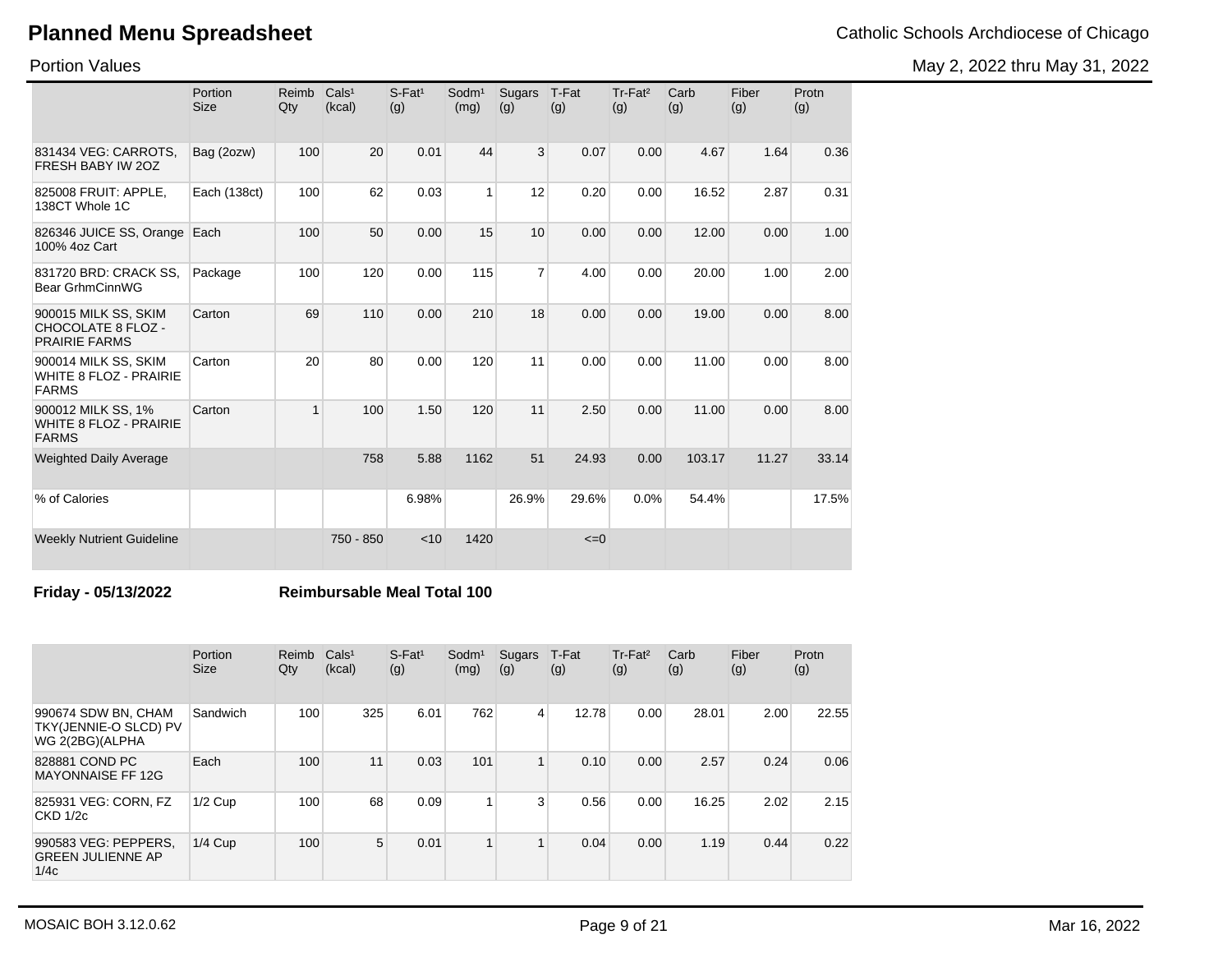# Planned Menu Spreadsheet

Catholic Schools Archdiocese of Chicago

Portion Values

May 2, 2022 thru May 31, 2022

| | Portion Size | Reimb Qty | Cals[1] (kcal) | S-Fat[1] (g) | Sodm[1] (mg) | Sugars (g) | T-Fat (g) | Tr-Fat[2] (g) | Carb (g) | Fiber (g) | Protn (g) |
|---|---|---|---|---|---|---|---|---|---|---|---|
| 831434 VEG: CARROTS, FRESH BABY IW 2OZ | Bag (2ozw) | 100 | 20 | 0.01 | 44 | 3 | 0.07 | 0.00 | 4.67 | 1.64 | 0.36 |
| 825008 FRUIT: APPLE, 138CT Whole 1C | Each (138ct) | 100 | 62 | 0.03 | 1 | 12 | 0.20 | 0.00 | 16.52 | 2.87 | 0.31 |
| 826346 JUICE SS, Orange 100% 4oz Cart | Each | 100 | 50 | 0.00 | 15 | 10 | 0.00 | 0.00 | 12.00 | 0.00 | 1.00 |
| 831720 BRD: CRACK SS, Bear GrhmCinnWG | Package | 100 | 120 | 0.00 | 115 | 7 | 4.00 | 0.00 | 20.00 | 1.00 | 2.00 |
| 900015 MILK SS, SKIM CHOCOLATE 8 FLOZ - PRAIRIE FARMS | Carton | 69 | 110 | 0.00 | 210 | 18 | 0.00 | 0.00 | 19.00 | 0.00 | 8.00 |
| 900014 MILK SS, SKIM WHITE 8 FLOZ - PRAIRIE FARMS | Carton | 20 | 80 | 0.00 | 120 | 11 | 0.00 | 0.00 | 11.00 | 0.00 | 8.00 |
| 900012 MILK SS, 1% WHITE 8 FLOZ - PRAIRIE FARMS | Carton | 1 | 100 | 1.50 | 120 | 11 | 2.50 | 0.00 | 11.00 | 0.00 | 8.00 |
| Weighted Daily Average | | | 758 | 5.88 | 1162 | 51 | 24.93 | 0.00 | 103.17 | 11.27 | 33.14 |
| % of Calories | | | | 6.98% | | 26.9% | 29.6% | 0.0% | 54.4% | | 17.5% |
| Weekly Nutrient Guideline | | | 750 - 850 | <10 | 1420 | | <=0 | | | | |

**Friday - 05/13/2022** **Reimbursable Meal Total 100**

| | Portion Size | Reimb Qty | Cals[1] (kcal) | S-Fat[1] (g) | Sodm[1] (mg) | Sugars (g) | T-Fat (g) | Tr-Fat[2] (g) | Carb (g) | Fiber (g) | Protn (g) |
|---|---|---|---|---|---|---|---|---|---|---|---|
| 990674 SDW BN, CHAM TKY(JENNIE-O SLCD) PV WG 2(2BG)(ALPHA | Sandwich | 100 | 325 | 6.01 | 762 | 4 | 12.78 | 0.00 | 28.01 | 2.00 | 22.55 |
| 828881 COND PC MAYONNAISE FF 12G | Each | 100 | 11 | 0.03 | 101 | 1 | 0.10 | 0.00 | 2.57 | 0.24 | 0.06 |
| 825931 VEG: CORN, FZ CKD 1/2c | 1/2 Cup | 100 | 68 | 0.09 | 1 | 3 | 0.56 | 0.00 | 16.25 | 2.02 | 2.15 |
| 990583 VEG: PEPPERS, GREEN JULIENNE AP 1/4c | 1/4 Cup | 100 | 5 | 0.01 | 1 | 1 | 0.04 | 0.00 | 1.19 | 0.44 | 0.22 |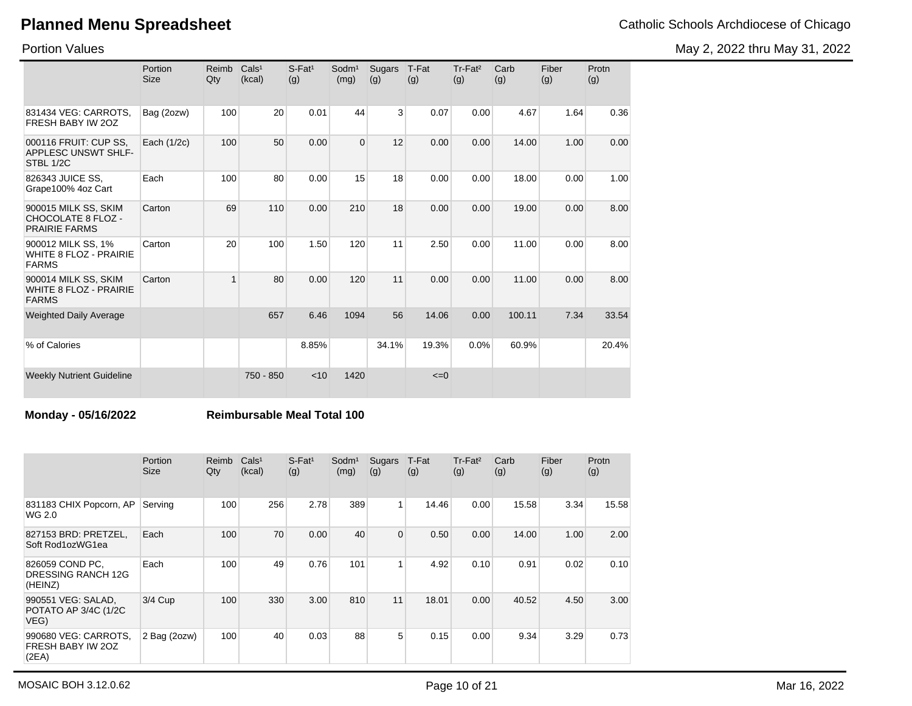# Planned Menu Spreadsheet

Catholic Schools Archdiocese of Chicago

Portion Values

May 2, 2022 thru May 31, 2022

| | Portion Size | Reimb Qty | Cals[1] (kcal) | S-Fat[1] (g) | Sodm[1] (mg) | Sugars (g) | T-Fat (g) | Tr-Fat[2] (g) | Carb (g) | Fiber (g) | Protn (g) |
|---|---|---|---|---|---|---|---|---|---|---|---|
| 831434 VEG: CARROTS, FRESH BABY IW 2OZ | Bag (2ozw) | 100 | 20 | 0.01 | 44 | 3 | 0.07 | 0.00 | 4.67 | 1.64 | 0.36 |
| 000116 FRUIT: CUP SS, APPLESC UNSWT SHLF-STBL 1/2C | Each (1/2c) | 100 | 50 | 0.00 | 0 | 12 | 0.00 | 0.00 | 14.00 | 1.00 | 0.00 |
| 826343 JUICE SS, Grape100% 4oz Cart | Each | 100 | 80 | 0.00 | 15 | 18 | 0.00 | 0.00 | 18.00 | 0.00 | 1.00 |
| 900015 MILK SS, SKIM CHOCOLATE 8 FLOZ - PRAIRIE FARMS | Carton | 69 | 110 | 0.00 | 210 | 18 | 0.00 | 0.00 | 19.00 | 0.00 | 8.00 |
| 900012 MILK SS, 1% WHITE 8 FLOZ - PRAIRIE FARMS | Carton | 20 | 100 | 1.50 | 120 | 11 | 2.50 | 0.00 | 11.00 | 0.00 | 8.00 |
| 900014 MILK SS, SKIM WHITE 8 FLOZ - PRAIRIE FARMS | Carton | 1 | 80 | 0.00 | 120 | 11 | 0.00 | 0.00 | 11.00 | 0.00 | 8.00 |
| Weighted Daily Average | | | 657 | 6.46 | 1094 | 56 | 14.06 | 0.00 | 100.11 | 7.34 | 33.54 |
| % of Calories | | | | 8.85% | | 34.1% | 19.3% | 0.0% | 60.9% | | 20.4% |
| Weekly Nutrient Guideline | | | 750 - 850 | <10 | 1420 | | <=0 | | | | |

**Monday - 05/16/2022** **Reimbursable Meal Total 100**

| | Portion Size | Reimb Qty | Cals[1] (kcal) | S-Fat[1] (g) | Sodm[1] (mg) | Sugars (g) | T-Fat (g) | Tr-Fat[2] (g) | Carb (g) | Fiber (g) | Protn (g) |
|---|---|---|---|---|---|---|---|---|---|---|---|
| 831183 CHIX Popcorn, AP WG 2.0 | Serving | 100 | 256 | 2.78 | 389 | 1 | 14.46 | 0.00 | 15.58 | 3.34 | 15.58 |
| 827153 BRD: PRETZEL, Soft Rod1ozWG1ea | Each | 100 | 70 | 0.00 | 40 | 0 | 0.50 | 0.00 | 14.00 | 1.00 | 2.00 |
| 826059 COND PC, DRESSING RANCH 12G (HEINZ) | Each | 100 | 49 | 0.76 | 101 | 1 | 4.92 | 0.10 | 0.91 | 0.02 | 0.10 |
| 990551 VEG: SALAD, POTATO AP 3/4C (1/2C VEG) | 3/4 Cup | 100 | 330 | 3.00 | 810 | 11 | 18.01 | 0.00 | 40.52 | 4.50 | 3.00 |
| 990680 VEG: CARROTS, FRESH BABY IW 2OZ (2EA) | 2 Bag (2ozw) | 100 | 40 | 0.03 | 88 | 5 | 0.15 | 0.00 | 9.34 | 3.29 | 0.73 |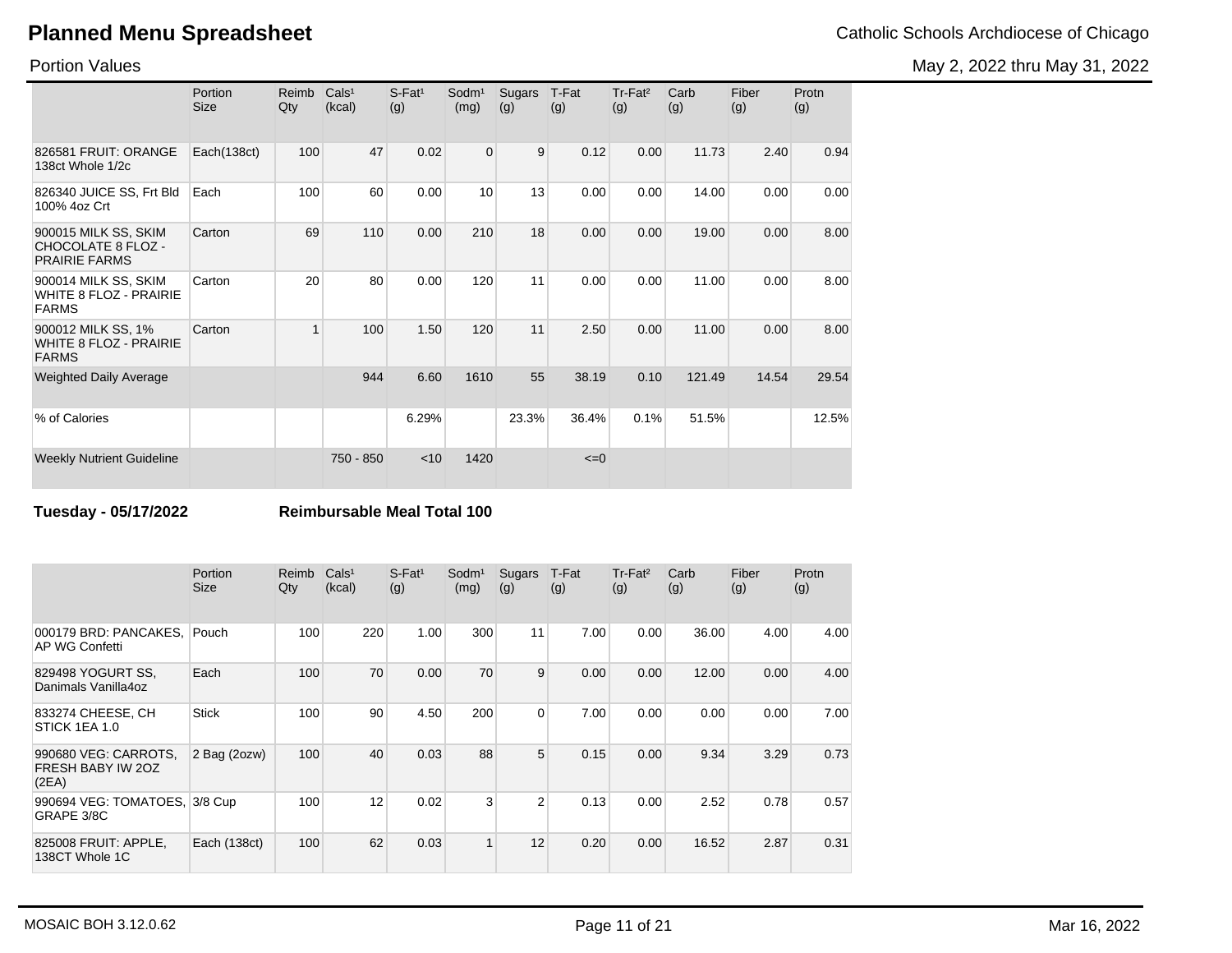# Planned Menu Spreadsheet

Catholic Schools Archdiocese of Chicago

Portion Values

May 2, 2022 thru May 31, 2022

| | Portion Size | Reimb Qty | Cals¹ (kcal) | S-Fat¹ (g) | Sodm¹ (mg) | Sugars (g) | T-Fat (g) | Tr-Fat² (g) | Carb (g) | Fiber (g) | Protn (g) |
|---|---|---|---|---|---|---|---|---|---|---|---|
| 826581 FRUIT: ORANGE 138ct Whole 1/2c | Each(138ct) | 100 | 47 | 0.02 | 0 | 9 | 0.12 | 0.00 | 11.73 | 2.40 | 0.94 |
| 826340 JUICE SS, Frt Bld 100% 4oz Crt | Each | 100 | 60 | 0.00 | 10 | 13 | 0.00 | 0.00 | 14.00 | 0.00 | 0.00 |
| 900015 MILK SS, SKIM CHOCOLATE 8 FLOZ - PRAIRIE FARMS | Carton | 69 | 110 | 0.00 | 210 | 18 | 0.00 | 0.00 | 19.00 | 0.00 | 8.00 |
| 900014 MILK SS, SKIM WHITE 8 FLOZ - PRAIRIE FARMS | Carton | 20 | 80 | 0.00 | 120 | 11 | 0.00 | 0.00 | 11.00 | 0.00 | 8.00 |
| 900012 MILK SS, 1% WHITE 8 FLOZ - PRAIRIE FARMS | Carton | 1 | 100 | 1.50 | 120 | 11 | 2.50 | 0.00 | 11.00 | 0.00 | 8.00 |
| Weighted Daily Average | | | 944 | 6.60 | 1610 | 55 | 38.19 | 0.10 | 121.49 | 14.54 | 29.54 |
| % of Calories | | | | 6.29% | | 23.3% | 36.4% | 0.1% | 51.5% | | 12.5% |
| Weekly Nutrient Guideline | | | 750 - 850 | <10 | 1420 | | <=0 | | | | |

**Tuesday - 05/17/2022** **Reimbursable Meal Total 100**

| | Portion Size | Reimb Qty | Cals¹ (kcal) | S-Fat¹ (g) | Sodm¹ (mg) | Sugars (g) | T-Fat (g) | Tr-Fat² (g) | Carb (g) | Fiber (g) | Protn (g) |
|---|---|---|---|---|---|---|---|---|---|---|---|
| 000179 BRD: PANCAKES, AP WG Confetti | Pouch | 100 | 220 | 1.00 | 300 | 11 | 7.00 | 0.00 | 36.00 | 4.00 | 4.00 |
| 829498 YOGURT SS, Danimals Vanilla4oz | Each | 100 | 70 | 0.00 | 70 | 9 | 0.00 | 0.00 | 12.00 | 0.00 | 4.00 |
| 833274 CHEESE, CH STICK 1EA 1.0 | Stick | 100 | 90 | 4.50 | 200 | 0 | 7.00 | 0.00 | 0.00 | 0.00 | 7.00 |
| 990680 VEG: CARROTS, FRESH BABY IW 2OZ (2EA) | 2 Bag (2ozw) | 100 | 40 | 0.03 | 88 | 5 | 0.15 | 0.00 | 9.34 | 3.29 | 0.73 |
| 990694 VEG: TOMATOES, GRAPE 3/8C | 3/8 Cup | 100 | 12 | 0.02 | 3 | 2 | 0.13 | 0.00 | 2.52 | 0.78 | 0.57 |
| 825008 FRUIT: APPLE, 138CT Whole 1C | Each (138ct) | 100 | 62 | 0.03 | 1 | 12 | 0.20 | 0.00 | 16.52 | 2.87 | 0.31 |

MOSAIC BOH 3.12.0.62

Mar 16, 2022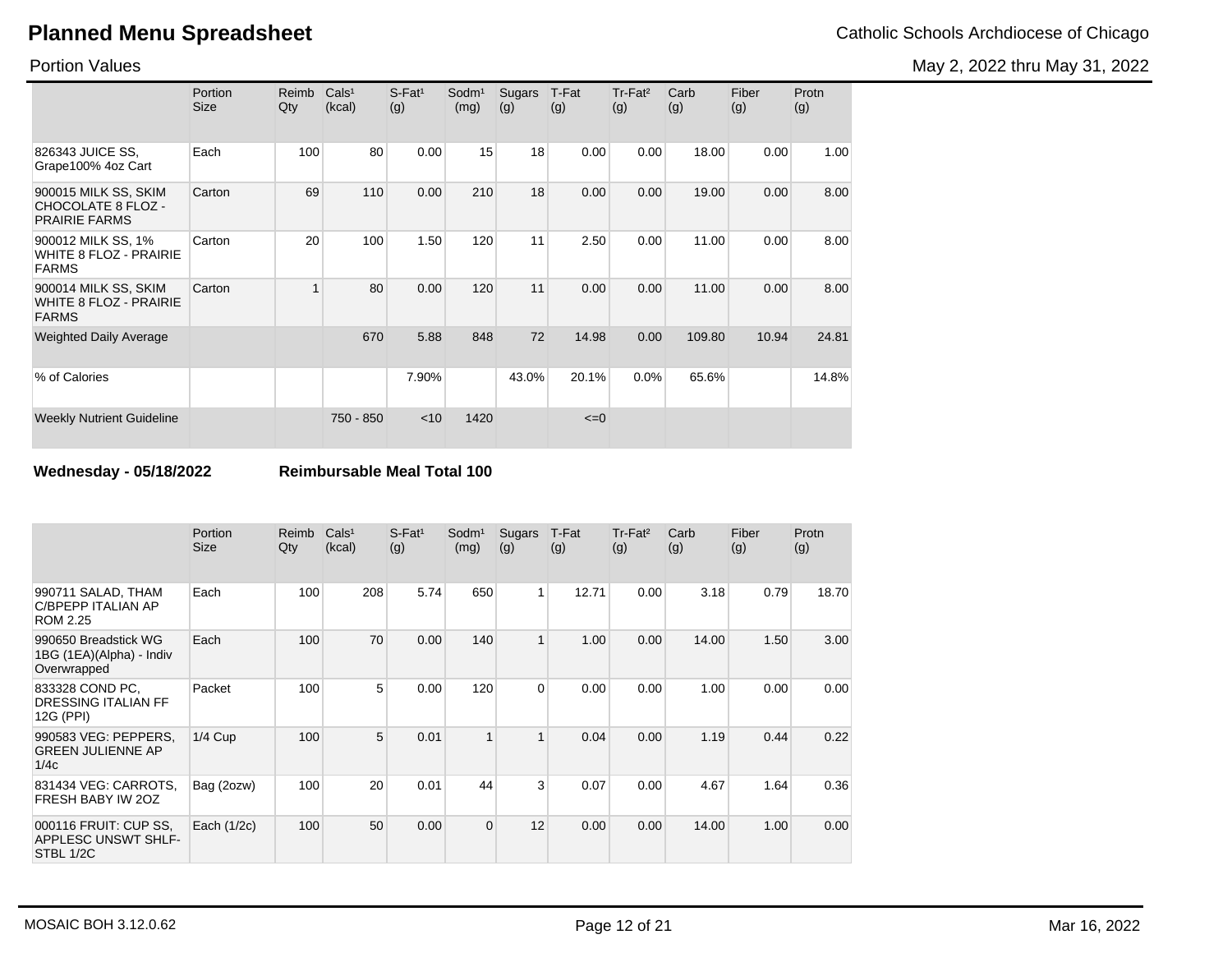# Planned Menu Spreadsheet

Catholic Schools Archdiocese of Chicago

Portion Values

May 2, 2022 thru May 31, 2022

| | Portion Size | Reimb Qty | Cals[1] (kcal) | S-Fat[1] (g) | Sodm[1] (mg) | Sugars (g) | T-Fat (g) | Tr-Fat[2] (g) | Carb (g) | Fiber (g) | Protn (g) |
|---|---|---|---|---|---|---|---|---|---|---|---|
| 826343 JUICE SS, Grape100% 4oz Cart | Each | 100 | 80 | 0.00 | 15 | 18 | 0.00 | 0.00 | 18.00 | 0.00 | 1.00 |
| 900015 MILK SS, SKIM CHOCOLATE 8 FLOZ - PRAIRIE FARMS | Carton | 69 | 110 | 0.00 | 210 | 18 | 0.00 | 0.00 | 19.00 | 0.00 | 8.00 |
| 900012 MILK SS, 1% WHITE 8 FLOZ - PRAIRIE FARMS | Carton | 20 | 100 | 1.50 | 120 | 11 | 2.50 | 0.00 | 11.00 | 0.00 | 8.00 |
| 900014 MILK SS, SKIM WHITE 8 FLOZ - PRAIRIE FARMS | Carton | 1 | 80 | 0.00 | 120 | 11 | 0.00 | 0.00 | 11.00 | 0.00 | 8.00 |
| Weighted Daily Average | | | 670 | 5.88 | 848 | 72 | 14.98 | 0.00 | 109.80 | 10.94 | 24.81 |
| % of Calories | | | | 7.90% | | 43.0% | 20.1% | 0.0% | 65.6% | | 14.8% |
| Weekly Nutrient Guideline | | | 750 - 850 | <10 | 1420 | | <=0 | | | | |

**Wednesday - 05/18/2022** **Reimbursable Meal Total 100**

| | Portion Size | Reimb Qty | Cals[1] (kcal) | S-Fat[1] (g) | Sodm[1] (mg) | Sugars (g) | T-Fat (g) | Tr-Fat[2] (g) | Carb (g) | Fiber (g) | Protn (g) |
|---|---|---|---|---|---|---|---|---|---|---|---|
| 990711 SALAD, THAM C/BPEPP ITALIAN AP ROM 2.25 | Each | 100 | 208 | 5.74 | 650 | 1 | 12.71 | 0.00 | 3.18 | 0.79 | 18.70 |
| 990650 Breadstick WG 1BG (1EA)(Alpha) - Indiv Overwrapped | Each | 100 | 70 | 0.00 | 140 | 1 | 1.00 | 0.00 | 14.00 | 1.50 | 3.00 |
| 833328 COND PC, DRESSING ITALIAN FF 12G (PPI) | Packet | 100 | 5 | 0.00 | 120 | 0 | 0.00 | 0.00 | 1.00 | 0.00 | 0.00 |
| 990583 VEG: PEPPERS, GREEN JULIENNE AP 1/4c | 1/4 Cup | 100 | 5 | 0.01 | 1 | 1 | 0.04 | 0.00 | 1.19 | 0.44 | 0.22 |
| 831434 VEG: CARROTS, FRESH BABY IW 2OZ | Bag (2ozw) | 100 | 20 | 0.01 | 44 | 3 | 0.07 | 0.00 | 4.67 | 1.64 | 0.36 |
| 000116 FRUIT: CUP SS, APPLESC UNSWT SHLF-STBL 1/2C | Each (1/2c) | 100 | 50 | 0.00 | 0 | 12 | 0.00 | 0.00 | 14.00 | 1.00 | 0.00 |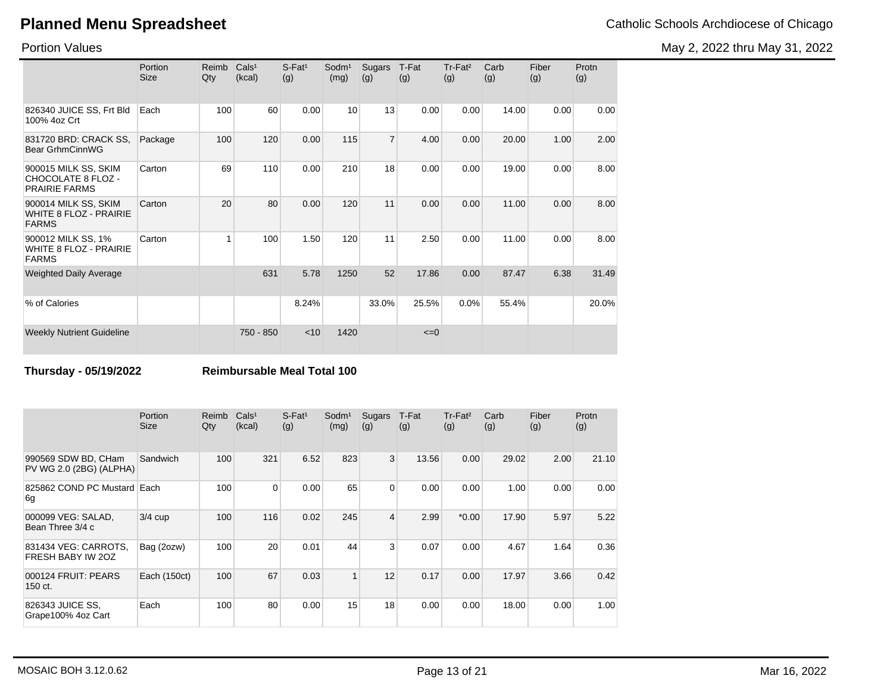# Planned Menu Spreadsheet

Catholic Schools Archdiocese of Chicago

Portion Values

May 2, 2022 thru May 31, 2022

| | Portion Size | Reimb Qty | Cals[1] (kcal) | S-Fat[1] (g) | Sodm[1] (mg) | Sugars (g) | T-Fat (g) | Tr-Fat[2] (g) | Carb (g) | Fiber (g) | Protn (g) |
|---|---|---|---|---|---|---|---|---|---|---|---|
| 826340 JUICE SS, Frt Bld 100% 4oz Crt | Each | 100 | 60 | 0.00 | 10 | 13 | 0.00 | 0.00 | 14.00 | 0.00 | 0.00 |
| 831720 BRD: CRACK SS, Bear GrhmCinnWG | Package | 100 | 120 | 0.00 | 115 | 7 | 4.00 | 0.00 | 20.00 | 1.00 | 2.00 |
| 900015 MILK SS, SKIM CHOCOLATE 8 FLOZ - PRAIRIE FARMS | Carton | 69 | 110 | 0.00 | 210 | 18 | 0.00 | 0.00 | 19.00 | 0.00 | 8.00 |
| 900014 MILK SS, SKIM WHITE 8 FLOZ - PRAIRIE FARMS | Carton | 20 | 80 | 0.00 | 120 | 11 | 0.00 | 0.00 | 11.00 | 0.00 | 8.00 |
| 900012 MILK SS, 1% WHITE 8 FLOZ - PRAIRIE FARMS | Carton | 1 | 100 | 1.50 | 120 | 11 | 2.50 | 0.00 | 11.00 | 0.00 | 8.00 |
| Weighted Daily Average | | | 631 | 5.78 | 1250 | 52 | 17.86 | 0.00 | 87.47 | 6.38 | 31.49 |
| % of Calories | | | | 8.24% | | 33.0% | 25.5% | 0.0% | 55.4% | | 20.0% |
| Weekly Nutrient Guideline | | | 750 - 850 | <10 | 1420 | | <=0 | | | | |

**Thursday - 05/19/2022** **Reimbursable Meal Total 100**

| | Portion Size | Reimb Qty | Cals[1] (kcal) | S-Fat[1] (g) | Sodm[1] (mg) | Sugars (g) | T-Fat (g) | Tr-Fat[2] (g) | Carb (g) | Fiber (g) | Protn (g) |
|---|---|---|---|---|---|---|---|---|---|---|---|
| 990569 SDW BD, CHam PV WG 2.0 (2BG) (ALPHA) | Sandwich | 100 | 321 | 6.52 | 823 | 3 | 13.56 | 0.00 | 29.02 | 2.00 | 21.10 |
| 825862 COND PC Mustard 6g | Each | 100 | 0 | 0.00 | 65 | 0 | 0.00 | 0.00 | 1.00 | 0.00 | 0.00 |
| 000099 VEG: SALAD, Bean Three 3/4 c | 3/4 cup | 100 | 116 | 0.02 | 245 | 4 | 2.99 | *0.00 | 17.90 | 5.97 | 5.22 |
| 831434 VEG: CARROTS, FRESH BABY IW 2OZ | Bag (2ozw) | 100 | 20 | 0.01 | 44 | 3 | 0.07 | 0.00 | 4.67 | 1.64 | 0.36 |
| 000124 FRUIT: PEARS 150 ct. | Each (150ct) | 100 | 67 | 0.03 | 1 | 12 | 0.17 | 0.00 | 17.97 | 3.66 | 0.42 |
| 826343 JUICE SS, Grape100% 4oz Cart | Each | 100 | 80 | 0.00 | 15 | 18 | 0.00 | 0.00 | 18.00 | 0.00 | 1.00 |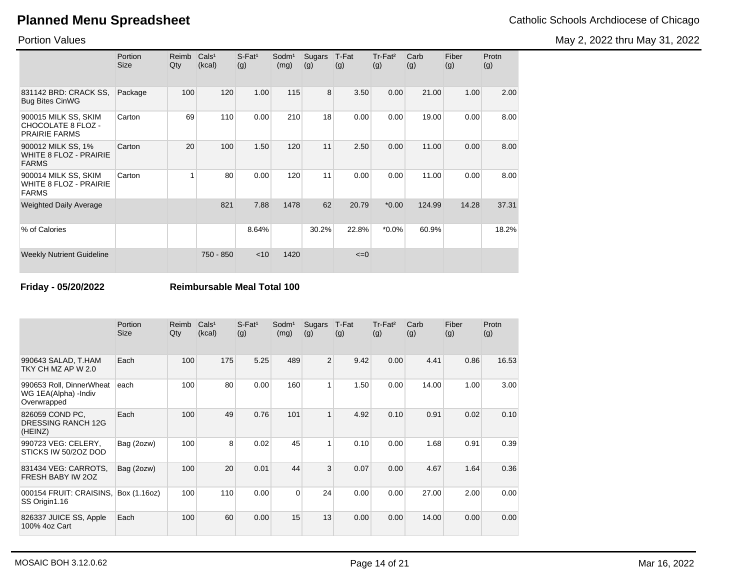# Planned Menu Spreadsheet

Catholic Schools Archdiocese of Chicago

Portion Values

May 2, 2022 thru May 31, 2022

| | Portion Size | Reimb Qty | Cals[1] (kcal) | S-Fat[1] (g) | Sodm[1] (mg) | Sugars (g) | T-Fat (g) | Tr-Fat[2] (g) | Carb (g) | Fiber (g) | Protn (g) |
|---|---|---|---|---|---|---|---|---|---|---|---|
| 831142 BRD: CRACK SS, Bug Bites CinWG | Package | 100 | 120 | 1.00 | 115 | 8 | 3.50 | 0.00 | 21.00 | 1.00 | 2.00 |
| 900015 MILK SS, SKIM CHOCOLATE 8 FLOZ - PRAIRIE FARMS | Carton | 69 | 110 | 0.00 | 210 | 18 | 0.00 | 0.00 | 19.00 | 0.00 | 8.00 |
| 900012 MILK SS, 1% WHITE 8 FLOZ - PRAIRIE FARMS | Carton | 20 | 100 | 1.50 | 120 | 11 | 2.50 | 0.00 | 11.00 | 0.00 | 8.00 |
| 900014 MILK SS, SKIM WHITE 8 FLOZ - PRAIRIE FARMS | Carton | 1 | 80 | 0.00 | 120 | 11 | 0.00 | 0.00 | 11.00 | 0.00 | 8.00 |
| Weighted Daily Average | | | 821 | 7.88 | 1478 | 62 | 20.79 | *0.00 | 124.99 | 14.28 | 37.31 |
| % of Calories | | | | 8.64% | | 30.2% | 22.8% | *0.0% | 60.9% | | 18.2% |
| Weekly Nutrient Guideline | | | 750 - 850 | <10 | 1420 | | <=0 | | | | |

**Friday - 05/20/2022** **Reimbursable Meal Total 100**

| | Portion Size | Reimb Qty | Cals[1] (kcal) | S-Fat[1] (g) | Sodm[1] (mg) | Sugars (g) | T-Fat (g) | Tr-Fat[2] (g) | Carb (g) | Fiber (g) | Protn (g) |
|---|---|---|---|---|---|---|---|---|---|---|---|
| 990643 SALAD, T.HAM TKY CH MZ AP W 2.0 | Each | 100 | 175 | 5.25 | 489 | 2 | 9.42 | 0.00 | 4.41 | 0.86 | 16.53 |
| 990653 Roll, DinnerWheat WG 1EA(Alpha) -Indiv Overwrapped | each | 100 | 80 | 0.00 | 160 | 1 | 1.50 | 0.00 | 14.00 | 1.00 | 3.00 |
| 826059 COND PC, DRESSING RANCH 12G (HEINZ) | Each | 100 | 49 | 0.76 | 101 | 1 | 4.92 | 0.10 | 0.91 | 0.02 | 0.10 |
| 990723 VEG: CELERY, STICKS IW 50/2OZ DOD | Bag (2ozw) | 100 | 8 | 0.02 | 45 | 1 | 0.10 | 0.00 | 1.68 | 0.91 | 0.39 |
| 831434 VEG: CARROTS, FRESH BABY IW 2OZ | Bag (2ozw) | 100 | 20 | 0.01 | 44 | 3 | 0.07 | 0.00 | 4.67 | 1.64 | 0.36 |
| 000154 FRUIT: CRAISINS, SS Origin1.16 | Box (1.16oz) | 100 | 110 | 0.00 | 0 | 24 | 0.00 | 0.00 | 27.00 | 2.00 | 0.00 |
| 826337 JUICE SS, Apple 100% 4oz Cart | Each | 100 | 60 | 0.00 | 15 | 13 | 0.00 | 0.00 | 14.00 | 0.00 | 0.00 |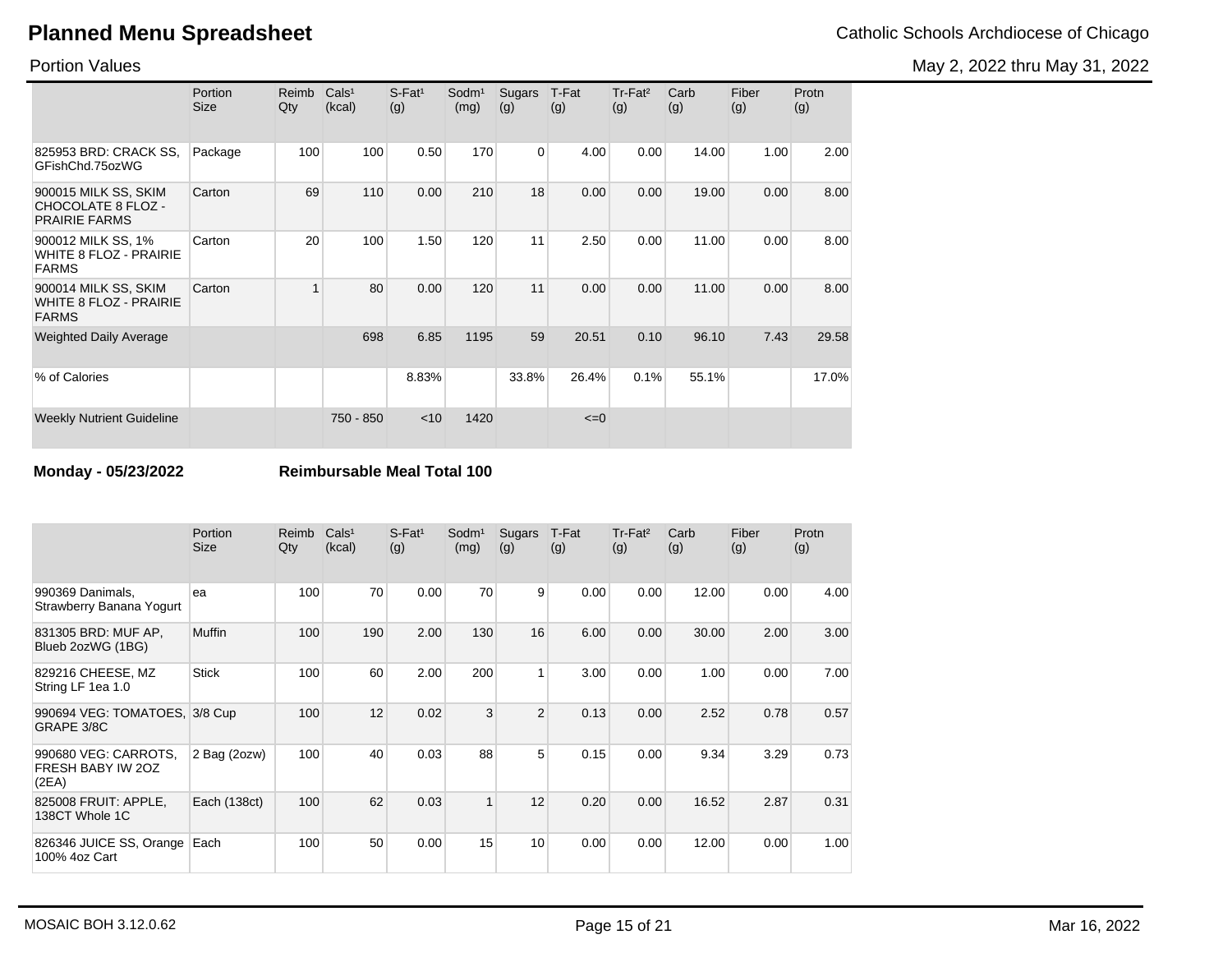# Planned Menu Spreadsheet

Catholic Schools Archdiocese of Chicago

Portion Values

May 2, 2022 thru May 31, 2022

| | Portion Size | Reimb Qty | Cals[1] (kcal) | S-Fat[1] (g) | Sodm[1] (mg) | Sugars (g) | T-Fat (g) | Tr-Fat[2] (g) | Carb (g) | Fiber (g) | Protn (g) |
|---|---|---|---|---|---|---|---|---|---|---|---|
| 825953 BRD: CRACK SS, GFishChd.75ozWG | Package | 100 | 100 | 0.50 | 170 | 0 | 4.00 | 0.00 | 14.00 | 1.00 | 2.00 |
| 900015 MILK SS, SKIM CHOCOLATE 8 FLOZ - PRAIRIE FARMS | Carton | 69 | 110 | 0.00 | 210 | 18 | 0.00 | 0.00 | 19.00 | 0.00 | 8.00 |
| 900012 MILK SS, 1% WHITE 8 FLOZ - PRAIRIE FARMS | Carton | 20 | 100 | 1.50 | 120 | 11 | 2.50 | 0.00 | 11.00 | 0.00 | 8.00 |
| 900014 MILK SS, SKIM WHITE 8 FLOZ - PRAIRIE FARMS | Carton | 1 | 80 | 0.00 | 120 | 11 | 0.00 | 0.00 | 11.00 | 0.00 | 8.00 |
| Weighted Daily Average | | | 698 | 6.85 | 1195 | 59 | 20.51 | 0.10 | 96.10 | 7.43 | 29.58 |
| % of Calories | | | | 8.83% | | 33.8% | 26.4% | 0.1% | 55.1% | | 17.0% |
| Weekly Nutrient Guideline | | | 750 - 850 | <10 | 1420 | | <=0 | | | | |

**Monday - 05/23/2022** **Reimbursable Meal Total 100**

| | Portion Size | Reimb Qty | Cals[1] (kcal) | S-Fat[1] (g) | Sodm[1] (mg) | Sugars (g) | T-Fat (g) | Tr-Fat[2] (g) | Carb (g) | Fiber (g) | Protn (g) |
|---|---|---|---|---|---|---|---|---|---|---|---|
| 990369 Danimals, Strawberry Banana Yogurt | ea | 100 | 70 | 0.00 | 70 | 9 | 0.00 | 0.00 | 12.00 | 0.00 | 4.00 |
| 831305 BRD: MUF AP, Blueb 2ozWG (1BG) | Muffin | 100 | 190 | 2.00 | 130 | 16 | 6.00 | 0.00 | 30.00 | 2.00 | 3.00 |
| 829216 CHEESE, MZ String LF 1ea 1.0 | Stick | 100 | 60 | 2.00 | 200 | 1 | 3.00 | 0.00 | 1.00 | 0.00 | 7.00 |
| 990694 VEG: TOMATOES, GRAPE 3/8C | 3/8 Cup | 100 | 12 | 0.02 | 3 | 2 | 0.13 | 0.00 | 2.52 | 0.78 | 0.57 |
| 990680 VEG: CARROTS, FRESH BABY IW 2OZ (2EA) | 2 Bag (2ozw) | 100 | 40 | 0.03 | 88 | 5 | 0.15 | 0.00 | 9.34 | 3.29 | 0.73 |
| 825008 FRUIT: APPLE, 138CT Whole 1C | Each (138ct) | 100 | 62 | 0.03 | 1 | 12 | 0.20 | 0.00 | 16.52 | 2.87 | 0.31 |
| 826346 JUICE SS, Orange 100% 4oz Cart | Each | 100 | 50 | 0.00 | 15 | 10 | 0.00 | 0.00 | 12.00 | 0.00 | 1.00 |

MOSAIC BOH 3.12.0.62

Mar 16, 2022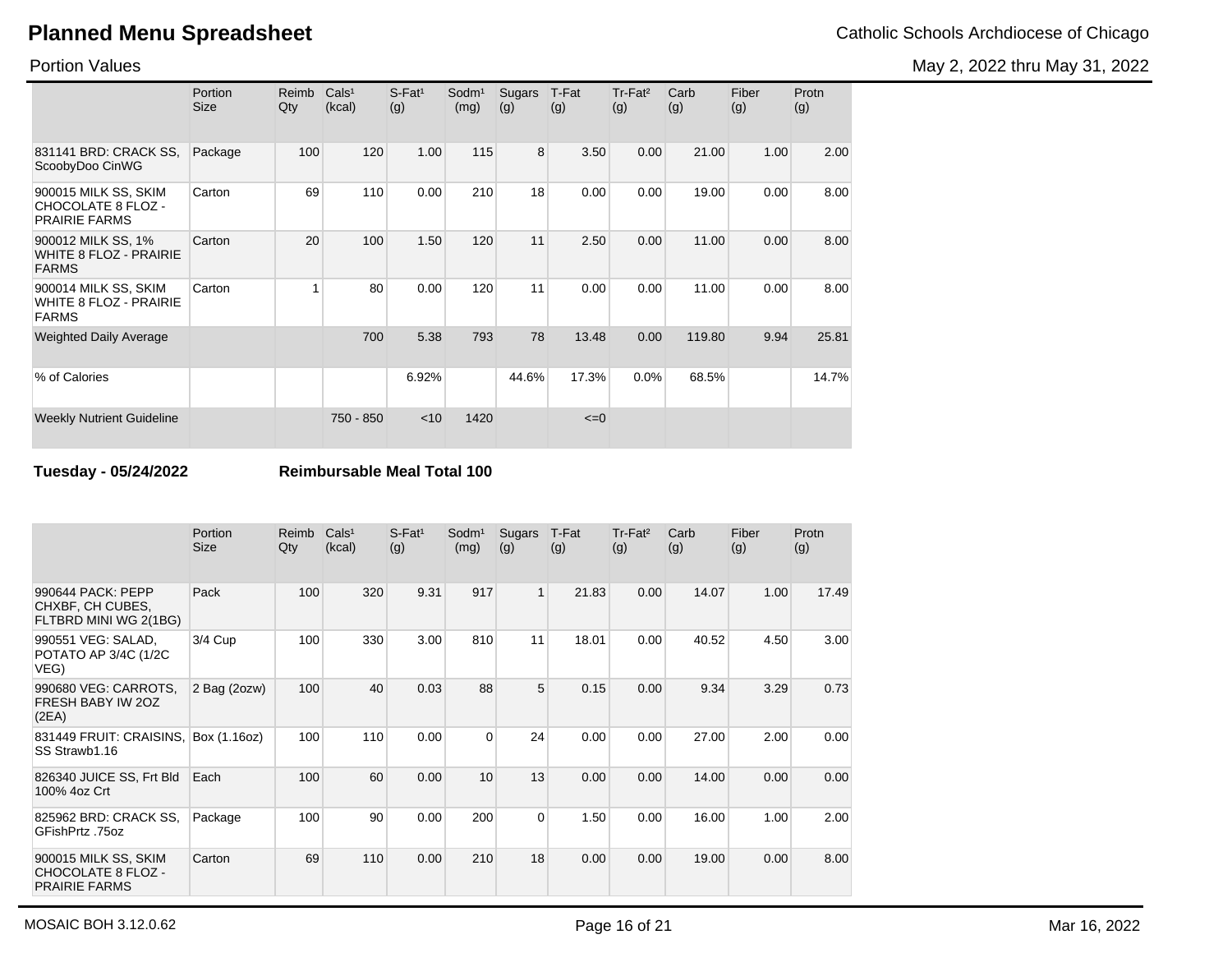# Planned Menu Spreadsheet

Catholic Schools Archdiocese of Chicago

Portion Values

May 2, 2022 thru May 31, 2022

| | Portion Size | Reimb Qty | Cals[1] (kcal) | S-Fat[1] (g) | Sodm[1] (mg) | Sugars (g) | T-Fat (g) | Tr-Fat[2] (g) | Carb (g) | Fiber (g) | Protn (g) |
|---|---|---|---|---|---|---|---|---|---|---|---|
| 831141 BRD: CRACK SS, ScoobyDoo CinWG | Package | 100 | 120 | 1.00 | 115 | 8 | 3.50 | 0.00 | 21.00 | 1.00 | 2.00 |
| 900015 MILK SS, SKIM CHOCOLATE 8 FLOZ - PRAIRIE FARMS | Carton | 69 | 110 | 0.00 | 210 | 18 | 0.00 | 0.00 | 19.00 | 0.00 | 8.00 |
| 900012 MILK SS, 1% WHITE 8 FLOZ - PRAIRIE FARMS | Carton | 20 | 100 | 1.50 | 120 | 11 | 2.50 | 0.00 | 11.00 | 0.00 | 8.00 |
| 900014 MILK SS, SKIM WHITE 8 FLOZ - PRAIRIE FARMS | Carton | 1 | 80 | 0.00 | 120 | 11 | 0.00 | 0.00 | 11.00 | 0.00 | 8.00 |
| Weighted Daily Average | | | 700 | 5.38 | 793 | 78 | 13.48 | 0.00 | 119.80 | 9.94 | 25.81 |
| % of Calories | | | | 6.92% | | 44.6% | 17.3% | 0.0% | 68.5% | | 14.7% |
| Weekly Nutrient Guideline | | | 750 - 850 | <10 | 1420 | | <=0 | | | | |

**Tuesday - 05/24/2022** **Reimbursable Meal Total 100**

| | Portion Size | Reimb Qty | Cals[1] (kcal) | S-Fat[1] (g) | Sodm[1] (mg) | Sugars (g) | T-Fat (g) | Tr-Fat[2] (g) | Carb (g) | Fiber (g) | Protn (g) |
|---|---|---|---|---|---|---|---|---|---|---|---|
| 990644 PACK: PEPP CHXBF, CH CUBES, FLTBRD MINI WG 2(1BG) | Pack | 100 | 320 | 9.31 | 917 | 1 | 21.83 | 0.00 | 14.07 | 1.00 | 17.49 |
| 990551 VEG: SALAD, POTATO AP 3/4C (1/2C VEG) | 3/4 Cup | 100 | 330 | 3.00 | 810 | 11 | 18.01 | 0.00 | 40.52 | 4.50 | 3.00 |
| 990680 VEG: CARROTS, FRESH BABY IW 2OZ (2EA) | 2 Bag (2ozw) | 100 | 40 | 0.03 | 88 | 5 | 0.15 | 0.00 | 9.34 | 3.29 | 0.73 |
| 831449 FRUIT: CRAISINS, SS Strawb1.16 | Box (1.16oz) | 100 | 110 | 0.00 | 0 | 24 | 0.00 | 0.00 | 27.00 | 2.00 | 0.00 |
| 826340 JUICE SS, Frt Bld 100% 4oz Crt | Each | 100 | 60 | 0.00 | 10 | 13 | 0.00 | 0.00 | 14.00 | 0.00 | 0.00 |
| 825962 BRD: CRACK SS, GFishPrtz .75oz | Package | 100 | 90 | 0.00 | 200 | 0 | 1.50 | 0.00 | 16.00 | 1.00 | 2.00 |
| 900015 MILK SS, SKIM CHOCOLATE 8 FLOZ - PRAIRIE FARMS | Carton | 69 | 110 | 0.00 | 210 | 18 | 0.00 | 0.00 | 19.00 | 0.00 | 8.00 |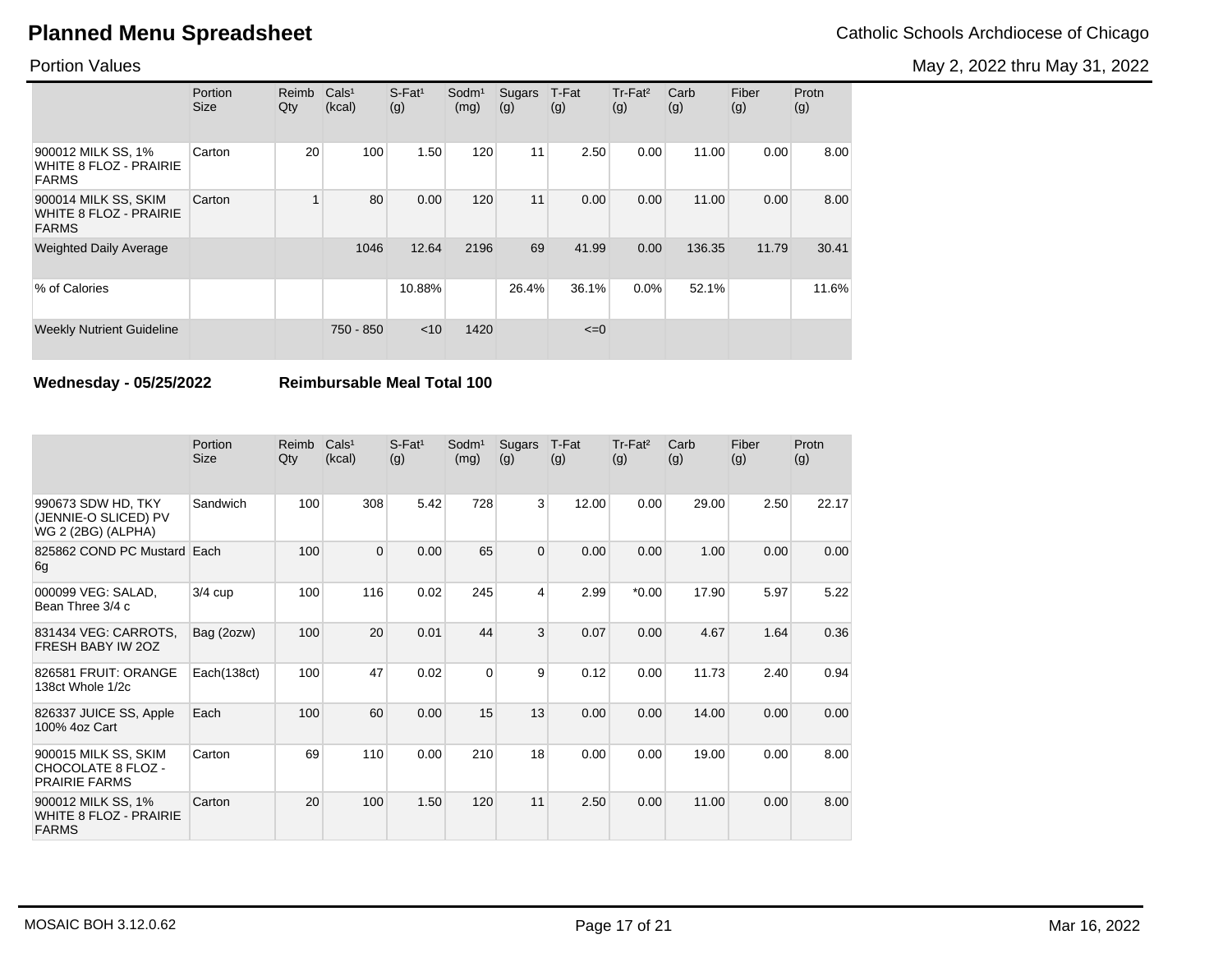# Planned Menu Spreadsheet

Catholic Schools Archdiocese of Chicago

Portion Values

May 2, 2022 thru May 31, 2022

| | Portion Size | Reimb Qty | Cals[1] (kcal) | S-Fat[1] (g) | Sodm[1] (mg) | Sugars (g) | T-Fat (g) | Tr-Fat[2] (g) | Carb (g) | Fiber (g) | Protn (g) |
|---|---|---|---|---|---|---|---|---|---|---|---|
| 900012 MILK SS, 1% WHITE 8 FLOZ - PRAIRIE FARMS | Carton | 20 | 100 | 1.50 | 120 | 11 | 2.50 | 0.00 | 11.00 | 0.00 | 8.00 |
| 900014 MILK SS, SKIM WHITE 8 FLOZ - PRAIRIE FARMS | Carton | 1 | 80 | 0.00 | 120 | 11 | 0.00 | 0.00 | 11.00 | 0.00 | 8.00 |
| Weighted Daily Average | | | 1046 | 12.64 | 2196 | 69 | 41.99 | 0.00 | 136.35 | 11.79 | 30.41 |
| % of Calories | | | | 10.88% | | 26.4% | 36.1% | 0.0% | 52.1% | | 11.6% |
| Weekly Nutrient Guideline | | | 750 - 850 | <10 | 1420 | | <=0 | | | | |

**Wednesday - 05/25/2022** **Reimbursable Meal Total 100**

| | Portion Size | Reimb Qty | Cals[1] (kcal) | S-Fat[1] (g) | Sodm[1] (mg) | Sugars (g) | T-Fat (g) | Tr-Fat[2] (g) | Carb (g) | Fiber (g) | Protn (g) |
|---|---|---|---|---|---|---|---|---|---|---|---|
| 990673 SDW HD, TKY (JENNIE-O SLICED) PV WG 2 (2BG) (ALPHA) | Sandwich | 100 | 308 | 5.42 | 728 | 3 | 12.00 | 0.00 | 29.00 | 2.50 | 22.17 |
| 825862 COND PC Mustard 6g | Each | 100 | 0 | 0.00 | 65 | 0 | 0.00 | 0.00 | 1.00 | 0.00 | 0.00 |
| 000099 VEG: SALAD, Bean Three 3/4 c | 3/4 cup | 100 | 116 | 0.02 | 245 | 4 | 2.99 | *0.00 | 17.90 | 5.97 | 5.22 |
| 831434 VEG: CARROTS, FRESH BABY IW 2OZ | Bag (2ozw) | 100 | 20 | 0.01 | 44 | 3 | 0.07 | 0.00 | 4.67 | 1.64 | 0.36 |
| 826581 FRUIT: ORANGE 138ct Whole 1/2c | Each(138ct) | 100 | 47 | 0.02 | 0 | 9 | 0.12 | 0.00 | 11.73 | 2.40 | 0.94 |
| 826337 JUICE SS, Apple 100% 4oz Cart | Each | 100 | 60 | 0.00 | 15 | 13 | 0.00 | 0.00 | 14.00 | 0.00 | 0.00 |
| 900015 MILK SS, SKIM CHOCOLATE 8 FLOZ - PRAIRIE FARMS | Carton | 69 | 110 | 0.00 | 210 | 18 | 0.00 | 0.00 | 19.00 | 0.00 | 8.00 |
| 900012 MILK SS, 1% WHITE 8 FLOZ - PRAIRIE FARMS | Carton | 20 | 100 | 1.50 | 120 | 11 | 2.50 | 0.00 | 11.00 | 0.00 | 8.00 |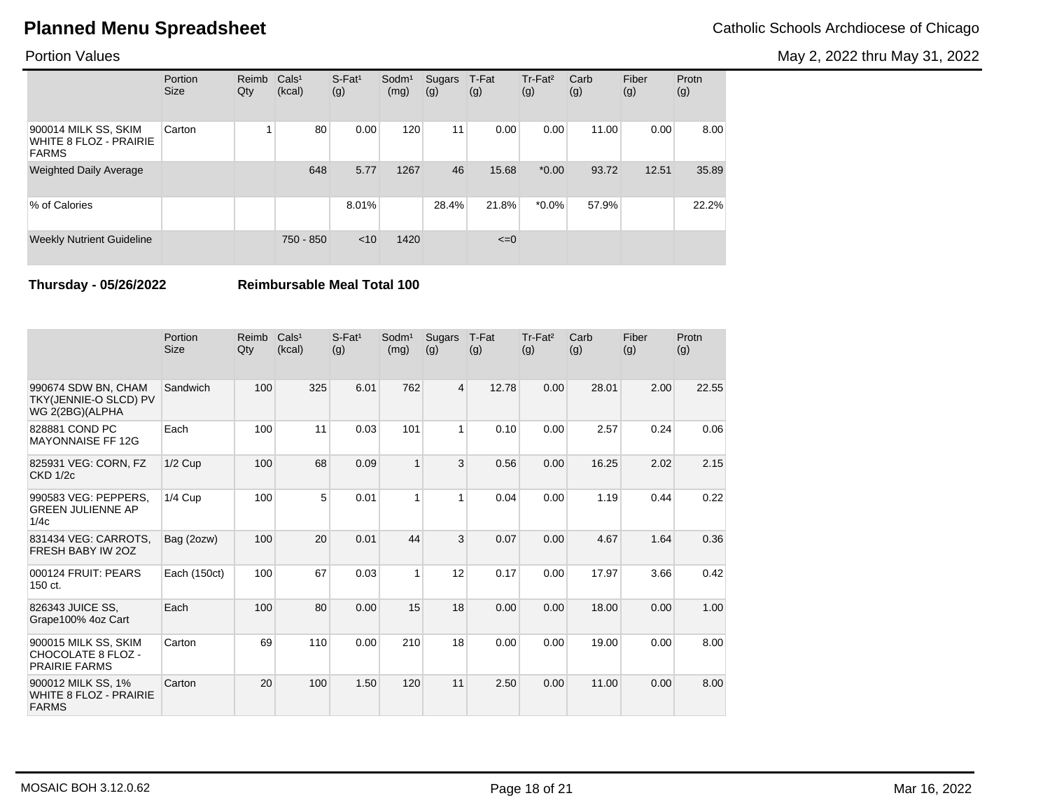# Planned Menu Spreadsheet

Catholic Schools Archdiocese of Chicago

Portion Values

May 2, 2022 thru May 31, 2022

| | Portion Size | Reimb Qty | Cals[1] (kcal) | S-Fat[1] (g) | Sodm[1] (mg) | Sugars (g) | T-Fat (g) | Tr-Fat[2] (g) | Carb (g) | Fiber (g) | Protn (g) |
|---|---|---|---|---|---|---|---|---|---|---|---|
| 900014 MILK SS, SKIM WHITE 8 FLOZ - PRAIRIE FARMS | Carton | 1 | 80 | 0.00 | 120 | 11 | 0.00 | 0.00 | 11.00 | 0.00 | 8.00 |
| Weighted Daily Average | | | 648 | 5.77 | 1267 | 46 | 15.68 | *0.00 | 93.72 | 12.51 | 35.89 |
| % of Calories | | | | 8.01% | | 28.4% | 21.8% | *0.0% | 57.9% | | 22.2% |
| Weekly Nutrient Guideline | | | 750 - 850 | <10 | 1420 | | <=0 | | | | |

**Thursday - 05/26/2022** **Reimbursable Meal Total 100**

| | Portion Size | Reimb Qty | Cals[1] (kcal) | S-Fat[1] (g) | Sodm[1] (mg) | Sugars (g) | T-Fat (g) | Tr-Fat[2] (g) | Carb (g) | Fiber (g) | Protn (g) |
|---|---|---|---|---|---|---|---|---|---|---|---|
| 990674 SDW BN, CHAM TKY(JENNIE-O SLCD) PV WG 2(2BG)(ALPHA | Sandwich | 100 | 325 | 6.01 | 762 | 4 | 12.78 | 0.00 | 28.01 | 2.00 | 22.55 |
| 828881 COND PC MAYONNAISE FF 12G | Each | 100 | 11 | 0.03 | 101 | 1 | 0.10 | 0.00 | 2.57 | 0.24 | 0.06 |
| 825931 VEG: CORN, FZ CKD 1/2c | 1/2 Cup | 100 | 68 | 0.09 | 1 | 3 | 0.56 | 0.00 | 16.25 | 2.02 | 2.15 |
| 990583 VEG: PEPPERS, GREEN JULIENNE AP 1/4c | 1/4 Cup | 100 | 5 | 0.01 | 1 | 1 | 0.04 | 0.00 | 1.19 | 0.44 | 0.22 |
| 831434 VEG: CARROTS, FRESH BABY IW 2OZ | Bag (2ozw) | 100 | 20 | 0.01 | 44 | 3 | 0.07 | 0.00 | 4.67 | 1.64 | 0.36 |
| 000124 FRUIT: PEARS 150 ct. | Each (150ct) | 100 | 67 | 0.03 | 1 | 12 | 0.17 | 0.00 | 17.97 | 3.66 | 0.42 |
| 826343 JUICE SS, Grape100% 4oz Cart | Each | 100 | 80 | 0.00 | 15 | 18 | 0.00 | 0.00 | 18.00 | 0.00 | 1.00 |
| 900015 MILK SS, SKIM CHOCOLATE 8 FLOZ - PRAIRIE FARMS | Carton | 69 | 110 | 0.00 | 210 | 18 | 0.00 | 0.00 | 19.00 | 0.00 | 8.00 |
| 900012 MILK SS, 1% WHITE 8 FLOZ - PRAIRIE FARMS | Carton | 20 | 100 | 1.50 | 120 | 11 | 2.50 | 0.00 | 11.00 | 0.00 | 8.00 |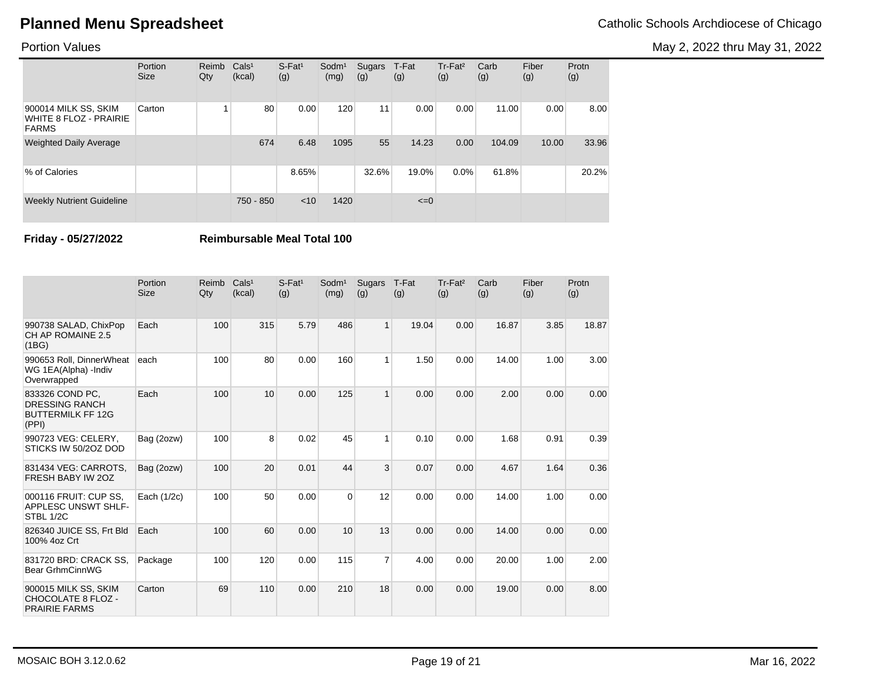# Planned Menu Spreadsheet

Catholic Schools Archdiocese of Chicago

Portion Values

May 2, 2022 thru May 31, 2022

| | Portion Size | Reimb Qty | Cals[1] (kcal) | S-Fat[1] (g) | Sodm[1] (mg) | Sugars (g) | T-Fat (g) | Tr-Fat[2] (g) | Carb (g) | Fiber (g) | Protn (g) |
|---|---|---|---|---|---|---|---|---|---|---|---|
| 900014 MILK SS, SKIM WHITE 8 FLOZ - PRAIRIE FARMS | Carton | 1 | 80 | 0.00 | 120 | 11 | 0.00 | 0.00 | 11.00 | 0.00 | 8.00 |
| Weighted Daily Average | | | 674 | 6.48 | 1095 | 55 | 14.23 | 0.00 | 104.09 | 10.00 | 33.96 |
| % of Calories | | | | 8.65% | | 32.6% | 19.0% | 0.0% | 61.8% | | 20.2% |
| Weekly Nutrient Guideline | | | 750 - 850 | <10 | 1420 | | <=0 | | | | |

**Friday - 05/27/2022** **Reimbursable Meal Total 100**

| | Portion Size | Reimb Qty | Cals[1] (kcal) | S-Fat[1] (g) | Sodm[1] (mg) | Sugars (g) | T-Fat (g) | Tr-Fat[2] (g) | Carb (g) | Fiber (g) | Protn (g) |
|---|---|---|---|---|---|---|---|---|---|---|---|
| 990738 SALAD, ChixPop CH AP ROMAINE 2.5 (1BG) | Each | 100 | 315 | 5.79 | 486 | 1 | 19.04 | 0.00 | 16.87 | 3.85 | 18.87 |
| 990653 Roll, DinnerWheat WG 1EA(Alpha) -Indiv Overwrapped | each | 100 | 80 | 0.00 | 160 | 1 | 1.50 | 0.00 | 14.00 | 1.00 | 3.00 |
| 833326 COND PC, DRESSING RANCH BUTTERMILK FF 12G (PPI) | Each | 100 | 10 | 0.00 | 125 | 1 | 0.00 | 0.00 | 2.00 | 0.00 | 0.00 |
| 990723 VEG: CELERY, STICKS IW 50/2OZ DOD | Bag (2ozw) | 100 | 8 | 0.02 | 45 | 1 | 0.10 | 0.00 | 1.68 | 0.91 | 0.39 |
| 831434 VEG: CARROTS, FRESH BABY IW 2OZ | Bag (2ozw) | 100 | 20 | 0.01 | 44 | 3 | 0.07 | 0.00 | 4.67 | 1.64 | 0.36 |
| 000116 FRUIT: CUP SS, APPLESC UNSWT SHLF-STBL 1/2C | Each (1/2c) | 100 | 50 | 0.00 | 0 | 12 | 0.00 | 0.00 | 14.00 | 1.00 | 0.00 |
| 826340 JUICE SS, Frt Bld 100% 4oz Crt | Each | 100 | 60 | 0.00 | 10 | 13 | 0.00 | 0.00 | 14.00 | 0.00 | 0.00 |
| 831720 BRD: CRACK SS, Bear GrhmCinnWG | Package | 100 | 120 | 0.00 | 115 | 7 | 4.00 | 0.00 | 20.00 | 1.00 | 2.00 |
| 900015 MILK SS, SKIM CHOCOLATE 8 FLOZ - PRAIRIE FARMS | Carton | 69 | 110 | 0.00 | 210 | 18 | 0.00 | 0.00 | 19.00 | 0.00 | 8.00 |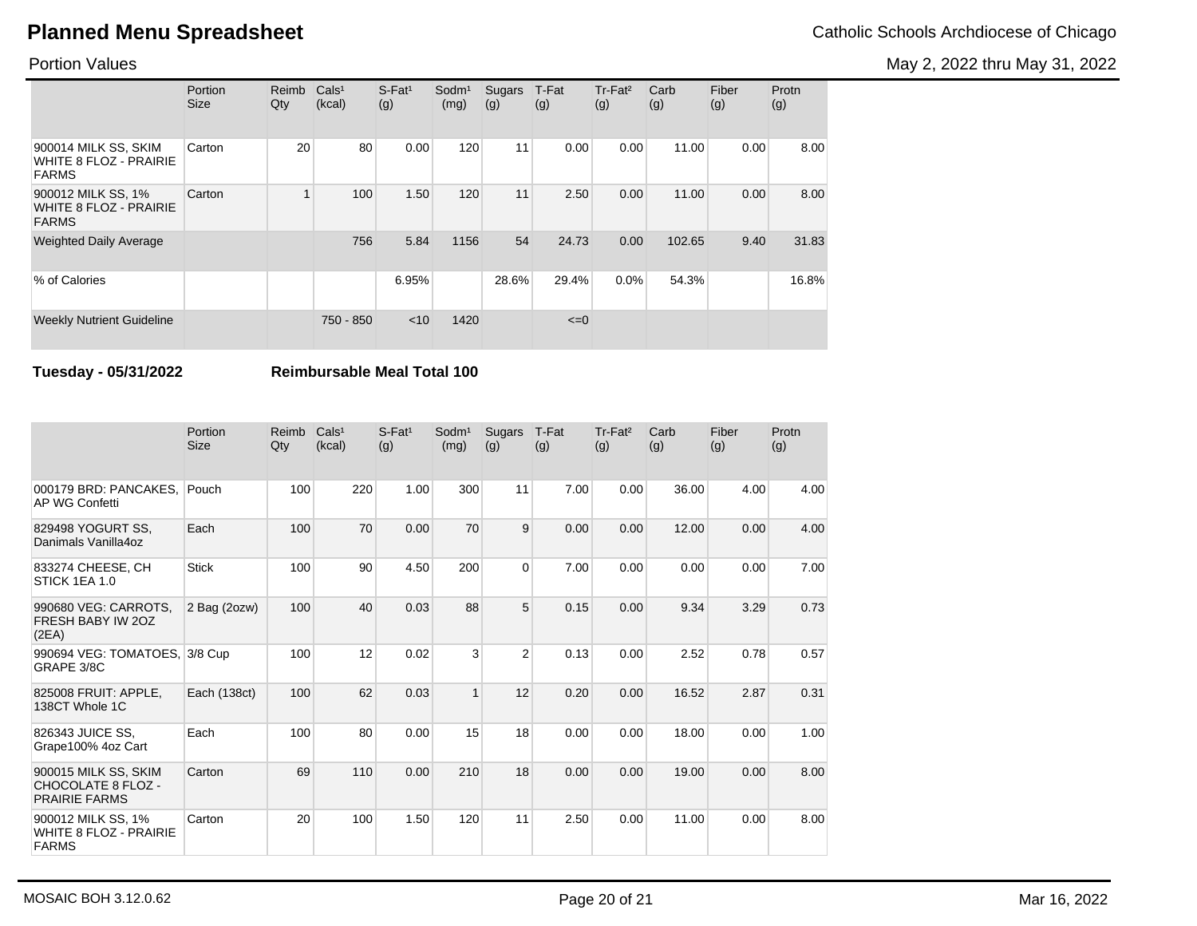# Planned Menu Spreadsheet

Catholic Schools Archdiocese of Chicago

Portion Values

May 2, 2022 thru May 31, 2022

| | Portion Size | Reimb Qty | Cals[1] (kcal) | S-Fat[1] (g) | Sodm[1] (mg) | Sugars (g) | T-Fat (g) | Tr-Fat[2] (g) | Carb (g) | Fiber (g) | Protn (g) |
|---|---|---|---|---|---|---|---|---|---|---|---|
| 900014 MILK SS, SKIM WHITE 8 FLOZ - PRAIRIE FARMS | Carton | 20 | 80 | 0.00 | 120 | 11 | 0.00 | 0.00 | 11.00 | 0.00 | 8.00 |
| 900012 MILK SS, 1% WHITE 8 FLOZ - PRAIRIE FARMS | Carton | 1 | 100 | 1.50 | 120 | 11 | 2.50 | 0.00 | 11.00 | 0.00 | 8.00 |
| Weighted Daily Average | | | 756 | 5.84 | 1156 | 54 | 24.73 | 0.00 | 102.65 | 9.40 | 31.83 |
| % of Calories | | | | 6.95% | | 28.6% | 29.4% | 0.0% | 54.3% | | 16.8% |
| Weekly Nutrient Guideline | | | 750 - 850 | <10 | 1420 | | <=0 | | | | |

**Tuesday - 05/31/2022** **Reimbursable Meal Total 100**

| | Portion Size | Reimb Qty | Cals[1] (kcal) | S-Fat[1] (g) | Sodm[1] (mg) | Sugars (g) | T-Fat (g) | Tr-Fat[2] (g) | Carb (g) | Fiber (g) | Protn (g) |
|---|---|---|---|---|---|---|---|---|---|---|---|
| 000179 BRD: PANCAKES, AP WG Confetti | Pouch | 100 | 220 | 1.00 | 300 | 11 | 7.00 | 0.00 | 36.00 | 4.00 | 4.00 |
| 829498 YOGURT SS, Danimals Vanilla4oz | Each | 100 | 70 | 0.00 | 70 | 9 | 0.00 | 0.00 | 12.00 | 0.00 | 4.00 |
| 833274 CHEESE, CH STICK 1EA 1.0 | Stick | 100 | 90 | 4.50 | 200 | 0 | 7.00 | 0.00 | 0.00 | 0.00 | 7.00 |
| 990680 VEG: CARROTS, FRESH BABY IW 2OZ (2EA) | 2 Bag (2ozw) | 100 | 40 | 0.03 | 88 | 5 | 0.15 | 0.00 | 9.34 | 3.29 | 0.73 |
| 990694 VEG: TOMATOES, GRAPE 3/8C | 3/8 Cup | 100 | 12 | 0.02 | 3 | 2 | 0.13 | 0.00 | 2.52 | 0.78 | 0.57 |
| 825008 FRUIT: APPLE, 138CT Whole 1C | Each (138ct) | 100 | 62 | 0.03 | 1 | 12 | 0.20 | 0.00 | 16.52 | 2.87 | 0.31 |
| 826343 JUICE SS, Grape100% 4oz Cart | Each | 100 | 80 | 0.00 | 15 | 18 | 0.00 | 0.00 | 18.00 | 0.00 | 1.00 |
| 900015 MILK SS, SKIM CHOCOLATE 8 FLOZ - PRAIRIE FARMS | Carton | 69 | 110 | 0.00 | 210 | 18 | 0.00 | 0.00 | 19.00 | 0.00 | 8.00 |
| 900012 MILK SS, 1% WHITE 8 FLOZ - PRAIRIE FARMS | Carton | 20 | 100 | 1.50 | 120 | 11 | 2.50 | 0.00 | 11.00 | 0.00 | 8.00 |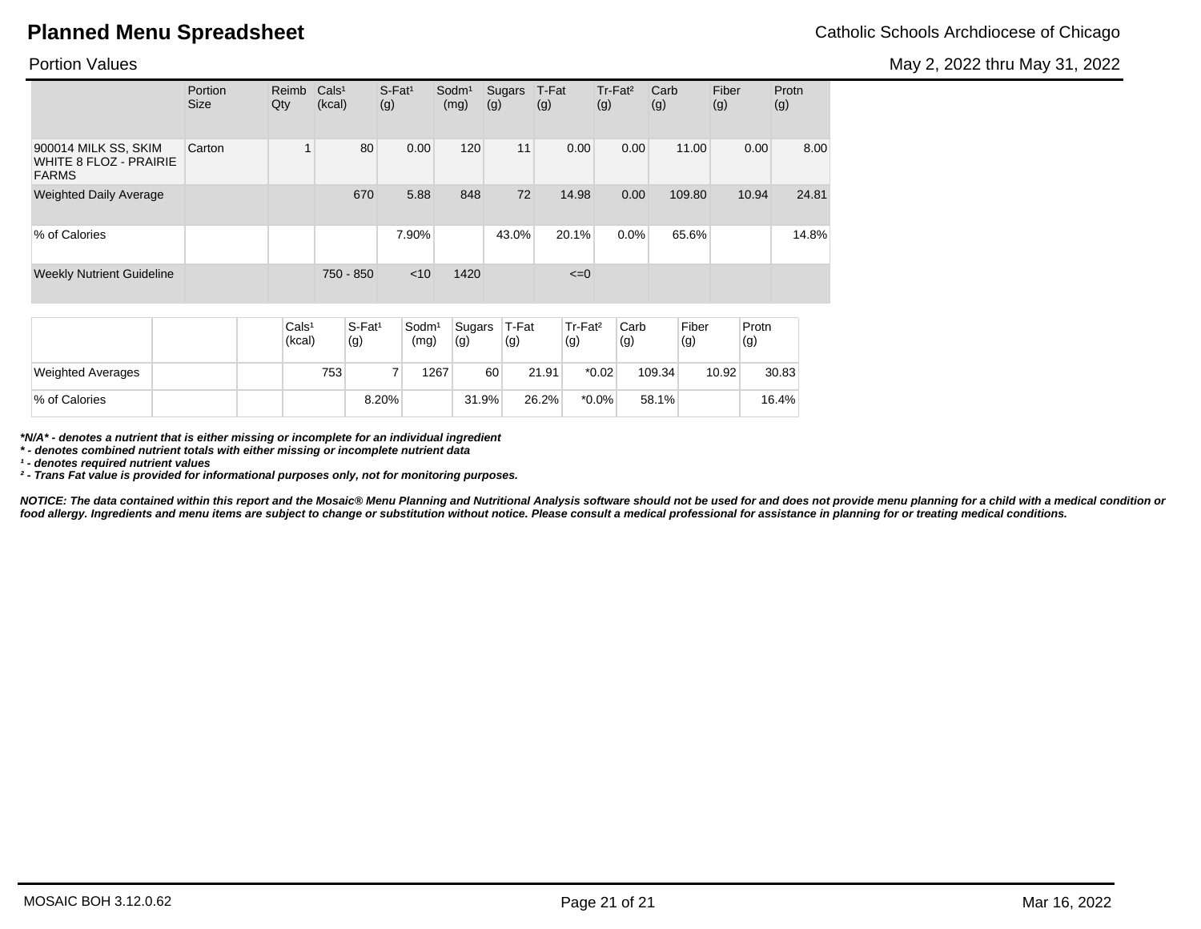# Planned Menu Spreadsheet

Catholic Schools Archdiocese of Chicago

Portion Values

May 2, 2022 thru May 31, 2022

| | Portion Size | Reimb Qty | Cals[1] (kcal) | S-Fat[1] (g) | Sodm[1] (mg) | Sugars (g) | T-Fat (g) | Tr-Fat[2] (g) | Carb (g) | Fiber (g) | Protn (g) |
|---|---|---|---|---|---|---|---|---|---|---|---|
| 900014 MILK SS, SKIM WHITE 8 FLOZ - PRAIRIE FARMS | Carton | 1 | 80 | 0.00 | 120 | 11 | 0.00 | 0.00 | 11.00 | 0.00 | 8.00 |
| Weighted Daily Average | | | 670 | 5.88 | 848 | 72 | 14.98 | 0.00 | 109.80 | 10.94 | 24.81 |
| % of Calories | | | | 7.90% | | 43.0% | 20.1% | 0.0% | 65.6% | | 14.8% |
| Weekly Nutrient Guideline | | | 750 - 850 | <10 | 1420 | | <=0 | | | | |

| | | | Cals[1] (kcal) | S-Fat[1] (g) | Sodm[1] (mg) | Sugars (g) | T-Fat (g) | Tr-Fat[2] (g) | Carb (g) | Fiber (g) | Protn (g) |
|---|---|---|---|---|---|---|---|---|---|---|---|
| Weighted Averages | | | 753 | 7 | 1267 | 60 | 21.91 | *0.02 | 109.34 | 10.92 | 30.83 |
| % of Calories | | | | 8.20% | | 31.9% | 26.2% | *0.0% | 58.1% | | 16.4% |

***N/A* - denotes a nutrient that is either missing or incomplete for an individual ingredient**

***\* - denotes combined nutrient totals with either missing or incomplete nutrient data***

***1 - denotes required nutrient values***

***2 - Trans Fat value is provided for informational purposes only, not for monitoring purposes.***

***NOTICE: The data contained within this report and the Mosaic® Menu Planning and Nutritional Analysis software should not be used for and does not provide menu planning for a child with a medical condition or food allergy. Ingredients and menu items are subject to change or substitution without notice. Please consult a medical professional for assistance in planning for or treating medical conditions.***

MOSAIC BOH 3.12.0.62

Mar 16, 2022